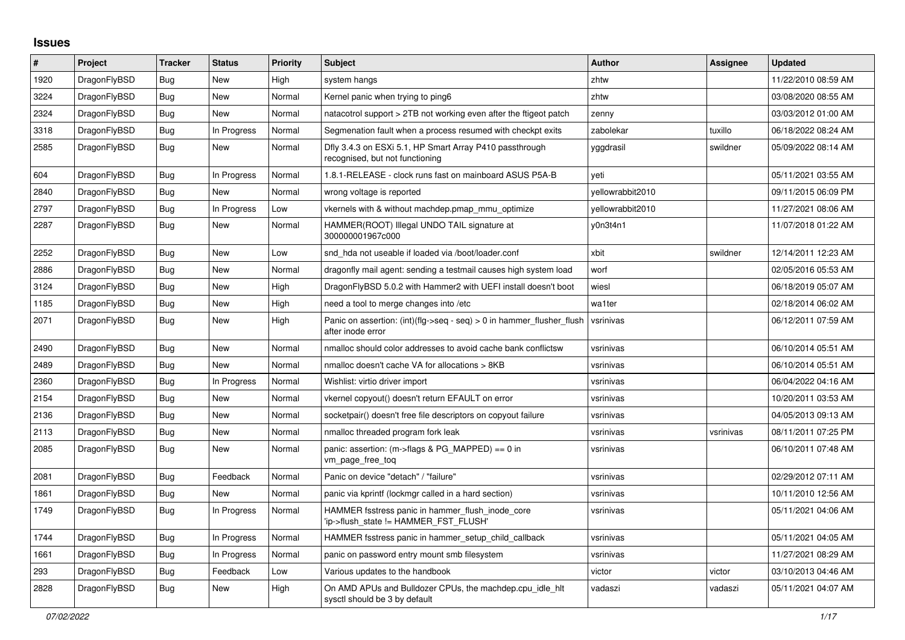## Issues

| # | Project | Tracker | Status | Priority | Subject | Author | Assignee | Updated |
|---|---|---|---|---|---|---|---|---|
| 1920 | DragonFlyBSD | Bug | New | High | system hangs | zhtw | | 11/22/2010 08:59 AM |
| 3224 | DragonFlyBSD | Bug | New | Normal | Kernel panic when trying to ping6 | zhtw | | 03/08/2020 08:55 AM |
| 2324 | DragonFlyBSD | Bug | New | Normal | natacotrol support > 2TB not working even after the ftigeot patch | zenny | | 03/03/2012 01:00 AM |
| 3318 | DragonFlyBSD | Bug | In Progress | Normal | Segmenation fault when a process resumed with checkpt exits | zabolekar | tuxillo | 06/18/2022 08:24 AM |
| 2585 | DragonFlyBSD | Bug | New | Normal | Dfly 3.4.3 on ESXi 5.1, HP Smart Array P410 passthrough recognised, but not functioning | yggdrasil | swildner | 05/09/2022 08:14 AM |
| 604 | DragonFlyBSD | Bug | In Progress | Normal | 1.8.1-RELEASE - clock runs fast on mainboard ASUS P5A-B | yeti | | 05/11/2021 03:55 AM |
| 2840 | DragonFlyBSD | Bug | New | Normal | wrong voltage is reported | yellowrabbit2010 | | 09/11/2015 06:09 PM |
| 2797 | DragonFlyBSD | Bug | In Progress | Low | vkernels with & without machdep.pmap_mmu_optimize | yellowrabbit2010 | | 11/27/2021 08:06 AM |
| 2287 | DragonFlyBSD | Bug | New | Normal | HAMMER(ROOT) Illegal UNDO TAIL signature at 300000001967c000 | y0n3t4n1 | | 11/07/2018 01:22 AM |
| 2252 | DragonFlyBSD | Bug | New | Low | snd_hda not useable if loaded via /boot/loader.conf | xbit | swildner | 12/14/2011 12:23 AM |
| 2886 | DragonFlyBSD | Bug | New | Normal | dragonfly mail agent: sending a testmail causes high system load | worf | | 02/05/2016 05:53 AM |
| 3124 | DragonFlyBSD | Bug | New | High | DragonFlyBSD 5.0.2 with Hammer2 with UEFI install doesn't boot | wiesl | | 06/18/2019 05:07 AM |
| 1185 | DragonFlyBSD | Bug | New | High | need a tool to merge changes into /etc | wa1ter | | 02/18/2014 06:02 AM |
| 2071 | DragonFlyBSD | Bug | New | High | Panic on assertion: (int)(flg->seq - seq) > 0 in hammer_flusher_flush after inode error | vsrinivas | | 06/12/2011 07:59 AM |
| 2490 | DragonFlyBSD | Bug | New | Normal | nmalloc should color addresses to avoid cache bank conflictsw | vsrinivas | | 06/10/2014 05:51 AM |
| 2489 | DragonFlyBSD | Bug | New | Normal | nmalloc doesn't cache VA for allocations > 8KB | vsrinivas | | 06/10/2014 05:51 AM |
| 2360 | DragonFlyBSD | Bug | In Progress | Normal | Wishlist: virtio driver import | vsrinivas | | 06/04/2022 04:16 AM |
| 2154 | DragonFlyBSD | Bug | New | Normal | vkernel copyout() doesn't return EFAULT on error | vsrinivas | | 10/20/2011 03:53 AM |
| 2136 | DragonFlyBSD | Bug | New | Normal | socketpair() doesn't free file descriptors on copyout failure | vsrinivas | | 04/05/2013 09:13 AM |
| 2113 | DragonFlyBSD | Bug | New | Normal | nmalloc threaded program fork leak | vsrinivas | vsrinivas | 08/11/2011 07:25 PM |
| 2085 | DragonFlyBSD | Bug | New | Normal | panic: assertion: (m->flags & PG_MAPPED) == 0 in vm_page_free_toq | vsrinivas | | 06/10/2011 07:48 AM |
| 2081 | DragonFlyBSD | Bug | Feedback | Normal | Panic on device "detach" / "failure" | vsrinivas | | 02/29/2012 07:11 AM |
| 1861 | DragonFlyBSD | Bug | New | Normal | panic via kprintf (lockmgr called in a hard section) | vsrinivas | | 10/11/2010 12:56 AM |
| 1749 | DragonFlyBSD | Bug | In Progress | Normal | HAMMER fsstress panic in hammer_flush_inode_core 'ip->flush_state != HAMMER_FST_FLUSH' | vsrinivas | | 05/11/2021 04:06 AM |
| 1744 | DragonFlyBSD | Bug | In Progress | Normal | HAMMER fsstress panic in hammer_setup_child_callback | vsrinivas | | 05/11/2021 04:05 AM |
| 1661 | DragonFlyBSD | Bug | In Progress | Normal | panic on password entry mount smb filesystem | vsrinivas | | 11/27/2021 08:29 AM |
| 293 | DragonFlyBSD | Bug | Feedback | Low | Various updates to the handbook | victor | victor | 03/10/2013 04:46 AM |
| 2828 | DragonFlyBSD | Bug | New | High | On AMD APUs and Bulldozer CPUs, the machdep.cpu_idle_hlt sysctl should be 3 by default | vadaszi | vadaszi | 05/11/2021 04:07 AM |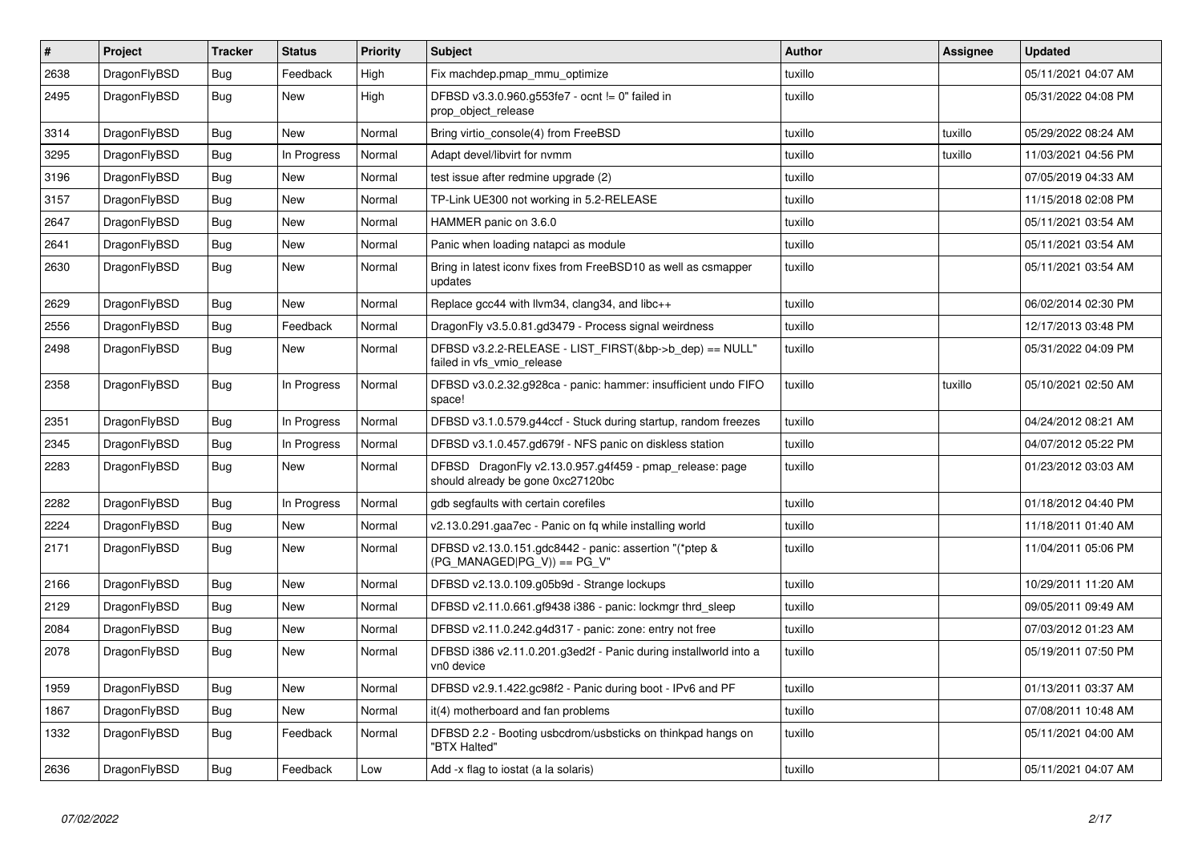| # | Project | Tracker | Status | Priority | Subject | Author | Assignee | Updated |
|---|---|---|---|---|---|---|---|---|
| 2638 | DragonFlyBSD | Bug | Feedback | High | Fix machdep.pmap_mmu_optimize | tuxillo | | 05/11/2021 04:07 AM |
| 2495 | DragonFlyBSD | Bug | New | High | DFBSD v3.3.0.960.g553fe7 - ocnt != 0" failed in prop_object_release | tuxillo | | 05/31/2022 04:08 PM |
| 3314 | DragonFlyBSD | Bug | New | Normal | Bring virtio_console(4) from FreeBSD | tuxillo | tuxillo | 05/29/2022 08:24 AM |
| 3295 | DragonFlyBSD | Bug | In Progress | Normal | Adapt devel/libvirt for nvmm | tuxillo | tuxillo | 11/03/2021 04:56 PM |
| 3196 | DragonFlyBSD | Bug | New | Normal | test issue after redmine upgrade (2) | tuxillo | | 07/05/2019 04:33 AM |
| 3157 | DragonFlyBSD | Bug | New | Normal | TP-Link UE300 not working in 5.2-RELEASE | tuxillo | | 11/15/2018 02:08 PM |
| 2647 | DragonFlyBSD | Bug | New | Normal | HAMMER panic on 3.6.0 | tuxillo | | 05/11/2021 03:54 AM |
| 2641 | DragonFlyBSD | Bug | New | Normal | Panic when loading natapci as module | tuxillo | | 05/11/2021 03:54 AM |
| 2630 | DragonFlyBSD | Bug | New | Normal | Bring in latest iconv fixes from FreeBSD10 as well as csmapper updates | tuxillo | | 05/11/2021 03:54 AM |
| 2629 | DragonFlyBSD | Bug | New | Normal | Replace gcc44 with llvm34, clang34, and libc++ | tuxillo | | 06/02/2014 02:30 PM |
| 2556 | DragonFlyBSD | Bug | Feedback | Normal | DragonFly v3.5.0.81.gd3479 - Process signal weirdness | tuxillo | | 12/17/2013 03:48 PM |
| 2498 | DragonFlyBSD | Bug | New | Normal | DFBSD v3.2.2-RELEASE - LIST_FIRST(&bp->b_dep) == NULL" failed in vfs_vmio_release | tuxillo | | 05/31/2022 04:09 PM |
| 2358 | DragonFlyBSD | Bug | In Progress | Normal | DFBSD v3.0.2.32.g928ca - panic: hammer: insufficient undo FIFO space! | tuxillo | tuxillo | 05/10/2021 02:50 AM |
| 2351 | DragonFlyBSD | Bug | In Progress | Normal | DFBSD v3.1.0.579.g44ccf - Stuck during startup, random freezes | tuxillo | | 04/24/2012 08:21 AM |
| 2345 | DragonFlyBSD | Bug | In Progress | Normal | DFBSD v3.1.0.457.gd679f - NFS panic on diskless station | tuxillo | | 04/07/2012 05:22 PM |
| 2283 | DragonFlyBSD | Bug | New | Normal | DFBSD DragonFly v2.13.0.957.g4f459 - pmap_release: page should already be gone 0xc27120bc | tuxillo | | 01/23/2012 03:03 AM |
| 2282 | DragonFlyBSD | Bug | In Progress | Normal | gdb segfaults with certain corefiles | tuxillo | | 01/18/2012 04:40 PM |
| 2224 | DragonFlyBSD | Bug | New | Normal | v2.13.0.291.gaa7ec - Panic on fq while installing world | tuxillo | | 11/18/2011 01:40 AM |
| 2171 | DragonFlyBSD | Bug | New | Normal | DFBSD v2.13.0.151.gdc8442 - panic: assertion "(*ptep & (PG_MANAGED\|PG_V)) == PG_V" | tuxillo | | 11/04/2011 05:06 PM |
| 2166 | DragonFlyBSD | Bug | New | Normal | DFBSD v2.13.0.109.g05b9d - Strange lockups | tuxillo | | 10/29/2011 11:20 AM |
| 2129 | DragonFlyBSD | Bug | New | Normal | DFBSD v2.11.0.661.gf9438 i386 - panic: lockmgr thrd_sleep | tuxillo | | 09/05/2011 09:49 AM |
| 2084 | DragonFlyBSD | Bug | New | Normal | DFBSD v2.11.0.242.g4d317 - panic: zone: entry not free | tuxillo | | 07/03/2012 01:23 AM |
| 2078 | DragonFlyBSD | Bug | New | Normal | DFBSD i386 v2.11.0.201.g3ed2f - Panic during installworld into a vn0 device | tuxillo | | 05/19/2011 07:50 PM |
| 1959 | DragonFlyBSD | Bug | New | Normal | DFBSD v2.9.1.422.gc98f2 - Panic during boot - IPv6 and PF | tuxillo | | 01/13/2011 03:37 AM |
| 1867 | DragonFlyBSD | Bug | New | Normal | it(4) motherboard and fan problems | tuxillo | | 07/08/2011 10:48 AM |
| 1332 | DragonFlyBSD | Bug | Feedback | Normal | DFBSD 2.2 - Booting usbcdrom/usbsticks on thinkpad hangs on "BTX Halted" | tuxillo | | 05/11/2021 04:00 AM |
| 2636 | DragonFlyBSD | Bug | Feedback | Low | Add -x flag to iostat (a la solaris) | tuxillo | | 05/11/2021 04:07 AM |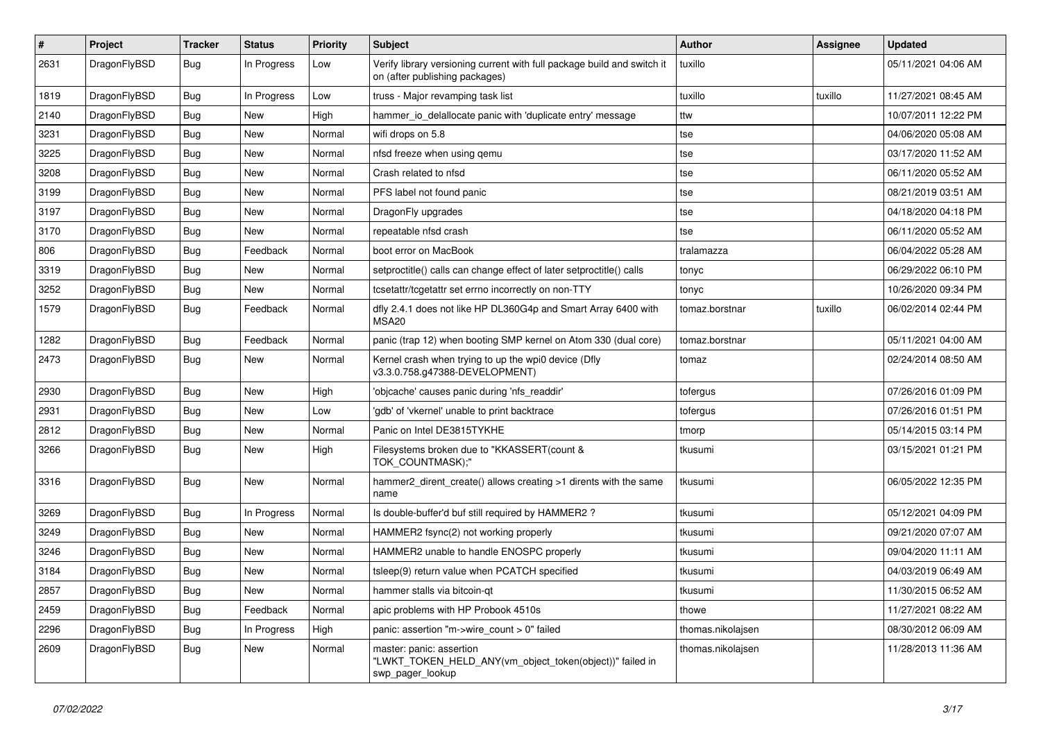| # | Project | Tracker | Status | Priority | Subject | Author | Assignee | Updated |
|---|---|---|---|---|---|---|---|---|
| 2631 | DragonFlyBSD | Bug | In Progress | Low | Verify library versioning current with full package build and switch it on (after publishing packages) | tuxillo | | 05/11/2021 04:06 AM |
| 1819 | DragonFlyBSD | Bug | In Progress | Low | truss - Major revamping task list | tuxillo | tuxillo | 11/27/2021 08:45 AM |
| 2140 | DragonFlyBSD | Bug | New | High | hammer_io_delallocate panic with 'duplicate entry' message | ttw | | 10/07/2011 12:22 PM |
| 3231 | DragonFlyBSD | Bug | New | Normal | wifi drops on 5.8 | tse | | 04/06/2020 05:08 AM |
| 3225 | DragonFlyBSD | Bug | New | Normal | nfsd freeze when using qemu | tse | | 03/17/2020 11:52 AM |
| 3208 | DragonFlyBSD | Bug | New | Normal | Crash related to nfsd | tse | | 06/11/2020 05:52 AM |
| 3199 | DragonFlyBSD | Bug | New | Normal | PFS label not found panic | tse | | 08/21/2019 03:51 AM |
| 3197 | DragonFlyBSD | Bug | New | Normal | DragonFly upgrades | tse | | 04/18/2020 04:18 PM |
| 3170 | DragonFlyBSD | Bug | New | Normal | repeatable nfsd crash | tse | | 06/11/2020 05:52 AM |
| 806 | DragonFlyBSD | Bug | Feedback | Normal | boot error on MacBook | tralamazza | | 06/04/2022 05:28 AM |
| 3319 | DragonFlyBSD | Bug | New | Normal | setproctitle() calls can change effect of later setproctitle() calls | tonyc | | 06/29/2022 06:10 PM |
| 3252 | DragonFlyBSD | Bug | New | Normal | tcsetattr/tcgetattr set errno incorrectly on non-TTY | tonyc | | 10/26/2020 09:34 PM |
| 1579 | DragonFlyBSD | Bug | Feedback | Normal | dfly 2.4.1 does not like HP DL360G4p and Smart Array 6400 with MSA20 | tomaz.borstnar | tuxillo | 06/02/2014 02:44 PM |
| 1282 | DragonFlyBSD | Bug | Feedback | Normal | panic (trap 12) when booting SMP kernel on Atom 330 (dual core) | tomaz.borstnar | | 05/11/2021 04:00 AM |
| 2473 | DragonFlyBSD | Bug | New | Normal | Kernel crash when trying to up the wpi0 device (Dfly v3.3.0.758.g47388-DEVELOPMENT) | tomaz | | 02/24/2014 08:50 AM |
| 2930 | DragonFlyBSD | Bug | New | High | 'objcache' causes panic during 'nfs_readdir' | tofergus | | 07/26/2016 01:09 PM |
| 2931 | DragonFlyBSD | Bug | New | Low | 'gdb' of 'vkernel' unable to print backtrace | tofergus | | 07/26/2016 01:51 PM |
| 2812 | DragonFlyBSD | Bug | New | Normal | Panic on Intel DE3815TYKHE | tmorp | | 05/14/2015 03:14 PM |
| 3266 | DragonFlyBSD | Bug | New | High | Filesystems broken due to "KKASSERT(count & TOK_COUNTMASK);" | tkusumi | | 03/15/2021 01:21 PM |
| 3316 | DragonFlyBSD | Bug | New | Normal | hammer2_dirent_create() allows creating >1 dirents with the same name | tkusumi | | 06/05/2022 12:35 PM |
| 3269 | DragonFlyBSD | Bug | In Progress | Normal | Is double-buffer'd buf still required by HAMMER2 ? | tkusumi | | 05/12/2021 04:09 PM |
| 3249 | DragonFlyBSD | Bug | New | Normal | HAMMER2 fsync(2) not working properly | tkusumi | | 09/21/2020 07:07 AM |
| 3246 | DragonFlyBSD | Bug | New | Normal | HAMMER2 unable to handle ENOSPC properly | tkusumi | | 09/04/2020 11:11 AM |
| 3184 | DragonFlyBSD | Bug | New | Normal | tsleep(9) return value when PCATCH specified | tkusumi | | 04/03/2019 06:49 AM |
| 2857 | DragonFlyBSD | Bug | New | Normal | hammer stalls via bitcoin-qt | tkusumi | | 11/30/2015 06:52 AM |
| 2459 | DragonFlyBSD | Bug | Feedback | Normal | apic problems with HP Probook 4510s | thowe | | 11/27/2021 08:22 AM |
| 2296 | DragonFlyBSD | Bug | In Progress | High | panic: assertion "m->wire_count > 0" failed | thomas.nikolajsen | | 08/30/2012 06:09 AM |
| 2609 | DragonFlyBSD | Bug | New | Normal | master: panic: assertion "LWKT_TOKEN_HELD_ANY(vm_object_token(object))" failed in swp_pager_lookup | thomas.nikolajsen | | 11/28/2013 11:36 AM |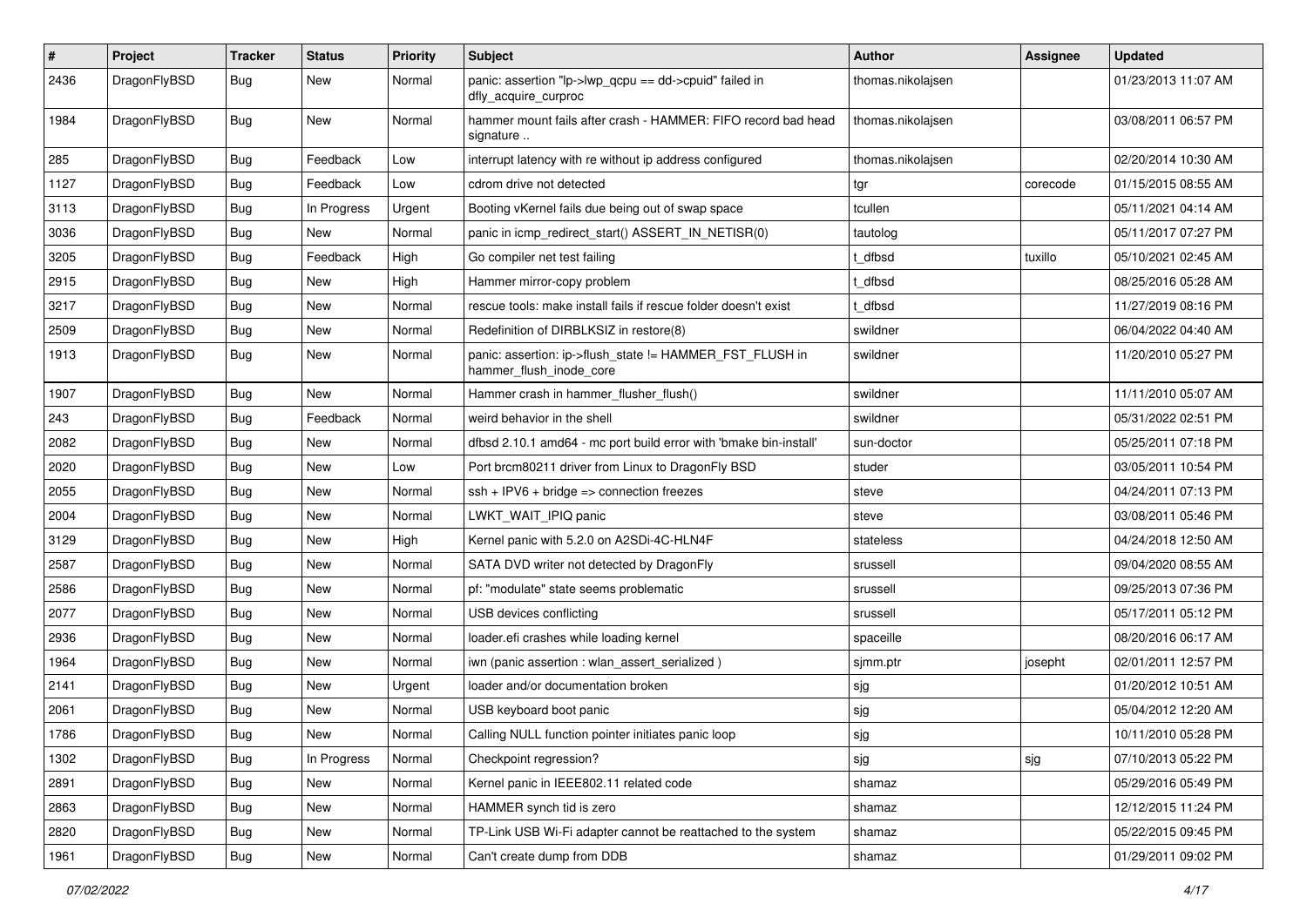| # | Project | Tracker | Status | Priority | Subject | Author | Assignee | Updated |
|---|---|---|---|---|---|---|---|---|
| 2436 | DragonFlyBSD | Bug | New | Normal | panic: assertion "lp->lwp_qcpu == dd->cpuid" failed in dfly_acquire_curproc | thomas.nikolajsen | | 01/23/2013 11:07 AM |
| 1984 | DragonFlyBSD | Bug | New | Normal | hammer mount fails after crash - HAMMER: FIFO record bad head signature .. | thomas.nikolajsen | | 03/08/2011 06:57 PM |
| 285 | DragonFlyBSD | Bug | Feedback | Low | interrupt latency with re without ip address configured | thomas.nikolajsen | | 02/20/2014 10:30 AM |
| 1127 | DragonFlyBSD | Bug | Feedback | Low | cdrom drive not detected | tgr | corecode | 01/15/2015 08:55 AM |
| 3113 | DragonFlyBSD | Bug | In Progress | Urgent | Booting vKernel fails due being out of swap space | tcullen | | 05/11/2021 04:14 AM |
| 3036 | DragonFlyBSD | Bug | New | Normal | panic in icmp_redirect_start() ASSERT_IN_NETISR(0) | tautolog | | 05/11/2017 07:27 PM |
| 3205 | DragonFlyBSD | Bug | Feedback | High | Go compiler net test failing | t_dfbsd | tuxillo | 05/10/2021 02:45 AM |
| 2915 | DragonFlyBSD | Bug | New | High | Hammer mirror-copy problem | t_dfbsd | | 08/25/2016 05:28 AM |
| 3217 | DragonFlyBSD | Bug | New | Normal | rescue tools: make install fails if rescue folder doesn't exist | t_dfbsd | | 11/27/2019 08:16 PM |
| 2509 | DragonFlyBSD | Bug | New | Normal | Redefinition of DIRBLKSIZ in restore(8) | swildner | | 06/04/2022 04:40 AM |
| 1913 | DragonFlyBSD | Bug | New | Normal | panic: assertion: ip->flush_state != HAMMER_FST_FLUSH in hammer_flush_inode_core | swildner | | 11/20/2010 05:27 PM |
| 1907 | DragonFlyBSD | Bug | New | Normal | Hammer crash in hammer_flusher_flush() | swildner | | 11/11/2010 05:07 AM |
| 243 | DragonFlyBSD | Bug | Feedback | Normal | weird behavior in the shell | swildner | | 05/31/2022 02:51 PM |
| 2082 | DragonFlyBSD | Bug | New | Normal | dfbsd 2.10.1 amd64 - mc port build error with 'bmake bin-install' | sun-doctor | | 05/25/2011 07:18 PM |
| 2020 | DragonFlyBSD | Bug | New | Low | Port brcm80211 driver from Linux to DragonFly BSD | studer | | 03/05/2011 10:54 PM |
| 2055 | DragonFlyBSD | Bug | New | Normal | ssh + IPV6 + bridge => connection freezes | steve | | 04/24/2011 07:13 PM |
| 2004 | DragonFlyBSD | Bug | New | Normal | LWKT_WAIT_IPIQ panic | steve | | 03/08/2011 05:46 PM |
| 3129 | DragonFlyBSD | Bug | New | High | Kernel panic with 5.2.0 on A2SDi-4C-HLN4F | stateless | | 04/24/2018 12:50 AM |
| 2587 | DragonFlyBSD | Bug | New | Normal | SATA DVD writer not detected by DragonFly | srussell | | 09/04/2020 08:55 AM |
| 2586 | DragonFlyBSD | Bug | New | Normal | pf: "modulate" state seems problematic | srussell | | 09/25/2013 07:36 PM |
| 2077 | DragonFlyBSD | Bug | New | Normal | USB devices conflicting | srussell | | 05/17/2011 05:12 PM |
| 2936 | DragonFlyBSD | Bug | New | Normal | loader.efi crashes while loading kernel | spaceille | | 08/20/2016 06:17 AM |
| 1964 | DragonFlyBSD | Bug | New | Normal | iwn (panic assertion : wlan_assert_serialized ) | sjmm.ptr | josepht | 02/01/2011 12:57 PM |
| 2141 | DragonFlyBSD | Bug | New | Urgent | loader and/or documentation broken | sjg | | 01/20/2012 10:51 AM |
| 2061 | DragonFlyBSD | Bug | New | Normal | USB keyboard boot panic | sjg | | 05/04/2012 12:20 AM |
| 1786 | DragonFlyBSD | Bug | New | Normal | Calling NULL function pointer initiates panic loop | sjg | | 10/11/2010 05:28 PM |
| 1302 | DragonFlyBSD | Bug | In Progress | Normal | Checkpoint regression? | sjg | sjg | 07/10/2013 05:22 PM |
| 2891 | DragonFlyBSD | Bug | New | Normal | Kernel panic in IEEE802.11 related code | shamaz | | 05/29/2016 05:49 PM |
| 2863 | DragonFlyBSD | Bug | New | Normal | HAMMER synch tid is zero | shamaz | | 12/12/2015 11:24 PM |
| 2820 | DragonFlyBSD | Bug | New | Normal | TP-Link USB Wi-Fi adapter cannot be reattached to the system | shamaz | | 05/22/2015 09:45 PM |
| 1961 | DragonFlyBSD | Bug | New | Normal | Can't create dump from DDB | shamaz | | 01/29/2011 09:02 PM |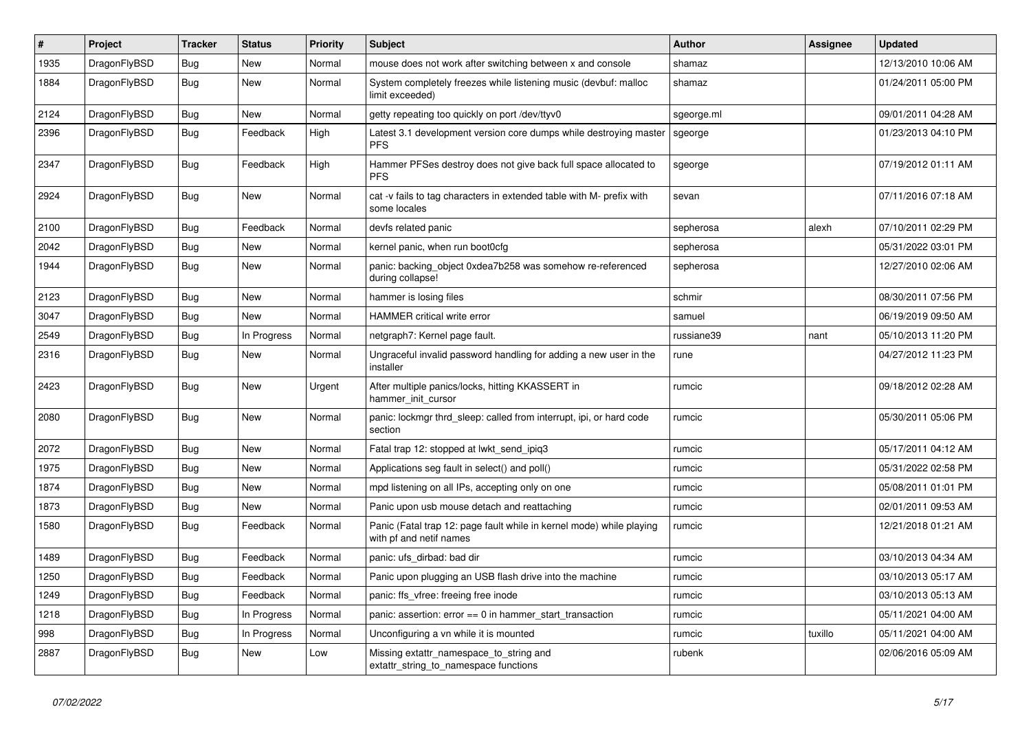| # | Project | Tracker | Status | Priority | Subject | Author | Assignee | Updated |
|---|---|---|---|---|---|---|---|---|
| 1935 | DragonFlyBSD | Bug | New | Normal | mouse does not work after switching between x and console | shamaz | | 12/13/2010 10:06 AM |
| 1884 | DragonFlyBSD | Bug | New | Normal | System completely freezes while listening music (devbuf: malloc limit exceeded) | shamaz | | 01/24/2011 05:00 PM |
| 2124 | DragonFlyBSD | Bug | New | Normal | getty repeating too quickly on port /dev/ttyv0 | sgeorge.ml | | 09/01/2011 04:28 AM |
| 2396 | DragonFlyBSD | Bug | Feedback | High | Latest 3.1 development version core dumps while destroying master PFS | sgeorge | | 01/23/2013 04:10 PM |
| 2347 | DragonFlyBSD | Bug | Feedback | High | Hammer PFSes destroy does not give back full space allocated to PFS | sgeorge | | 07/19/2012 01:11 AM |
| 2924 | DragonFlyBSD | Bug | New | Normal | cat -v fails to tag characters in extended table with M- prefix with some locales | sevan | | 07/11/2016 07:18 AM |
| 2100 | DragonFlyBSD | Bug | Feedback | Normal | devfs related panic | sepherosa | alexh | 07/10/2011 02:29 PM |
| 2042 | DragonFlyBSD | Bug | New | Normal | kernel panic, when run boot0cfg | sepherosa | | 05/31/2022 03:01 PM |
| 1944 | DragonFlyBSD | Bug | New | Normal | panic: backing_object 0xdea7b258 was somehow re-referenced during collapse! | sepherosa | | 12/27/2010 02:06 AM |
| 2123 | DragonFlyBSD | Bug | New | Normal | hammer is losing files | schmir | | 08/30/2011 07:56 PM |
| 3047 | DragonFlyBSD | Bug | New | Normal | HAMMER critical write error | samuel | | 06/19/2019 09:50 AM |
| 2549 | DragonFlyBSD | Bug | In Progress | Normal | netgraph7: Kernel page fault. | russiane39 | nant | 05/10/2013 11:20 PM |
| 2316 | DragonFlyBSD | Bug | New | Normal | Ungraceful invalid password handling for adding a new user in the installer | rune | | 04/27/2012 11:23 PM |
| 2423 | DragonFlyBSD | Bug | New | Urgent | After multiple panics/locks, hitting KKASSERT in hammer_init_cursor | rumcic | | 09/18/2012 02:28 AM |
| 2080 | DragonFlyBSD | Bug | New | Normal | panic: lockmgr thrd_sleep: called from interrupt, ipi, or hard code section | rumcic | | 05/30/2011 05:06 PM |
| 2072 | DragonFlyBSD | Bug | New | Normal | Fatal trap 12: stopped at lwkt_send_ipiq3 | rumcic | | 05/17/2011 04:12 AM |
| 1975 | DragonFlyBSD | Bug | New | Normal | Applications seg fault in select() and poll() | rumcic | | 05/31/2022 02:58 PM |
| 1874 | DragonFlyBSD | Bug | New | Normal | mpd listening on all IPs, accepting only on one | rumcic | | 05/08/2011 01:01 PM |
| 1873 | DragonFlyBSD | Bug | New | Normal | Panic upon usb mouse detach and reattaching | rumcic | | 02/01/2011 09:53 AM |
| 1580 | DragonFlyBSD | Bug | Feedback | Normal | Panic (Fatal trap 12: page fault while in kernel mode) while playing with pf and netif names | rumcic | | 12/21/2018 01:21 AM |
| 1489 | DragonFlyBSD | Bug | Feedback | Normal | panic: ufs_dirbad: bad dir | rumcic | | 03/10/2013 04:34 AM |
| 1250 | DragonFlyBSD | Bug | Feedback | Normal | Panic upon plugging an USB flash drive into the machine | rumcic | | 03/10/2013 05:17 AM |
| 1249 | DragonFlyBSD | Bug | Feedback | Normal | panic: ffs_vfree: freeing free inode | rumcic | | 03/10/2013 05:13 AM |
| 1218 | DragonFlyBSD | Bug | In Progress | Normal | panic: assertion: error == 0 in hammer_start_transaction | rumcic | | 05/11/2021 04:00 AM |
| 998 | DragonFlyBSD | Bug | In Progress | Normal | Unconfiguring a vn while it is mounted | rumcic | tuxillo | 05/11/2021 04:00 AM |
| 2887 | DragonFlyBSD | Bug | New | Low | Missing extattr_namespace_to_string and extattr_string_to_namespace functions | rubenk | | 02/06/2016 05:09 AM |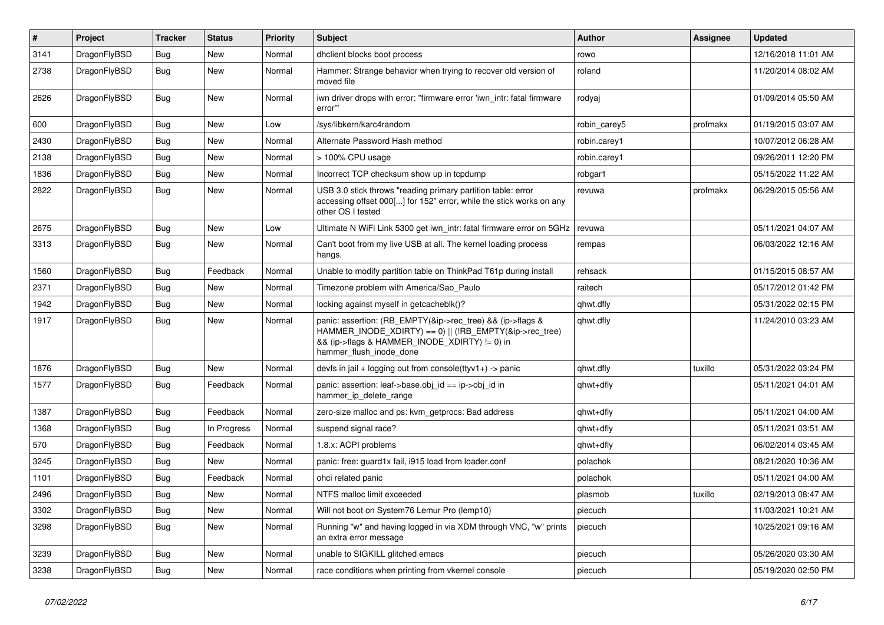| # | Project | Tracker | Status | Priority | Subject | Author | Assignee | Updated |
|---|---|---|---|---|---|---|---|---|
| 3141 | DragonFlyBSD | Bug | New | Normal | dhclient blocks boot process | rowo | | 12/16/2018 11:01 AM |
| 2738 | DragonFlyBSD | Bug | New | Normal | Hammer: Strange behavior when trying to recover old version of moved file | roland | | 11/20/2014 08:02 AM |
| 2626 | DragonFlyBSD | Bug | New | Normal | iwn driver drops with error: "firmware error 'iwn_intr: fatal firmware error'" | rodyaj | | 01/09/2014 05:50 AM |
| 600 | DragonFlyBSD | Bug | New | Low | /sys/libkern/karc4random | robin_carey5 | profmakx | 01/19/2015 03:07 AM |
| 2430 | DragonFlyBSD | Bug | New | Normal | Alternate Password Hash method | robin.carey1 | | 10/07/2012 06:28 AM |
| 2138 | DragonFlyBSD | Bug | New | Normal | > 100% CPU usage | robin.carey1 | | 09/26/2011 12:20 PM |
| 1836 | DragonFlyBSD | Bug | New | Normal | Incorrect TCP checksum show up in tcpdump | robgar1 | | 05/15/2022 11:22 AM |
| 2822 | DragonFlyBSD | Bug | New | Normal | USB 3.0 stick throws "reading primary partition table: error accessing offset 000[...] for 152" error, while the stick works on any other OS I tested | revuwa | profmakx | 06/29/2015 05:56 AM |
| 2675 | DragonFlyBSD | Bug | New | Low | Ultimate N WiFi Link 5300 get iwn_intr: fatal firmware error on 5GHz | revuwa | | 05/11/2021 04:07 AM |
| 3313 | DragonFlyBSD | Bug | New | Normal | Can't boot from my live USB at all. The kernel loading process hangs. | rempas | | 06/03/2022 12:16 AM |
| 1560 | DragonFlyBSD | Bug | Feedback | Normal | Unable to modify partition table on ThinkPad T61p during install | rehsack | | 01/15/2015 08:57 AM |
| 2371 | DragonFlyBSD | Bug | New | Normal | Timezone problem with America/Sao_Paulo | raitech | | 05/17/2012 01:42 PM |
| 1942 | DragonFlyBSD | Bug | New | Normal | locking against myself in getcacheblk()? | qhwt.dfly | | 05/31/2022 02:15 PM |
| 1917 | DragonFlyBSD | Bug | New | Normal | panic: assertion: (RB_EMPTY(&ip->rec_tree) && (ip->flags & HAMMER_INODE_XDIRTY) == 0) \|\| (!RB_EMPTY(&ip->rec_tree) && (ip->flags & HAMMER_INODE_XDIRTY) != 0) in hammer_flush_inode_done | qhwt.dfly | | 11/24/2010 03:23 AM |
| 1876 | DragonFlyBSD | Bug | New | Normal | devfs in jail + logging out from console(ttyv1+) -> panic | qhwt.dfly | tuxillo | 05/31/2022 03:24 PM |
| 1577 | DragonFlyBSD | Bug | Feedback | Normal | panic: assertion: leaf->base.obj_id == ip->obj_id in hammer_ip_delete_range | qhwt+dfly | | 05/11/2021 04:01 AM |
| 1387 | DragonFlyBSD | Bug | Feedback | Normal | zero-size malloc and ps: kvm_getprocs: Bad address | qhwt+dfly | | 05/11/2021 04:00 AM |
| 1368 | DragonFlyBSD | Bug | In Progress | Normal | suspend signal race? | qhwt+dfly | | 05/11/2021 03:51 AM |
| 570 | DragonFlyBSD | Bug | Feedback | Normal | 1.8.x: ACPI problems | qhwt+dfly | | 06/02/2014 03:45 AM |
| 3245 | DragonFlyBSD | Bug | New | Normal | panic: free: guard1x fail, i915 load from loader.conf | polachok | | 08/21/2020 10:36 AM |
| 1101 | DragonFlyBSD | Bug | Feedback | Normal | ohci related panic | polachok | | 05/11/2021 04:00 AM |
| 2496 | DragonFlyBSD | Bug | New | Normal | NTFS malloc limit exceeded | plasmob | tuxillo | 02/19/2013 08:47 AM |
| 3302 | DragonFlyBSD | Bug | New | Normal | Will not boot on System76 Lemur Pro (lemp10) | piecuch | | 11/03/2021 10:21 AM |
| 3298 | DragonFlyBSD | Bug | New | Normal | Running "w" and having logged in via XDM through VNC, "w" prints an extra error message | piecuch | | 10/25/2021 09:16 AM |
| 3239 | DragonFlyBSD | Bug | New | Normal | unable to SIGKILL glitched emacs | piecuch | | 05/26/2020 03:30 AM |
| 3238 | DragonFlyBSD | Bug | New | Normal | race conditions when printing from vkernel console | piecuch | | 05/19/2020 02:50 PM |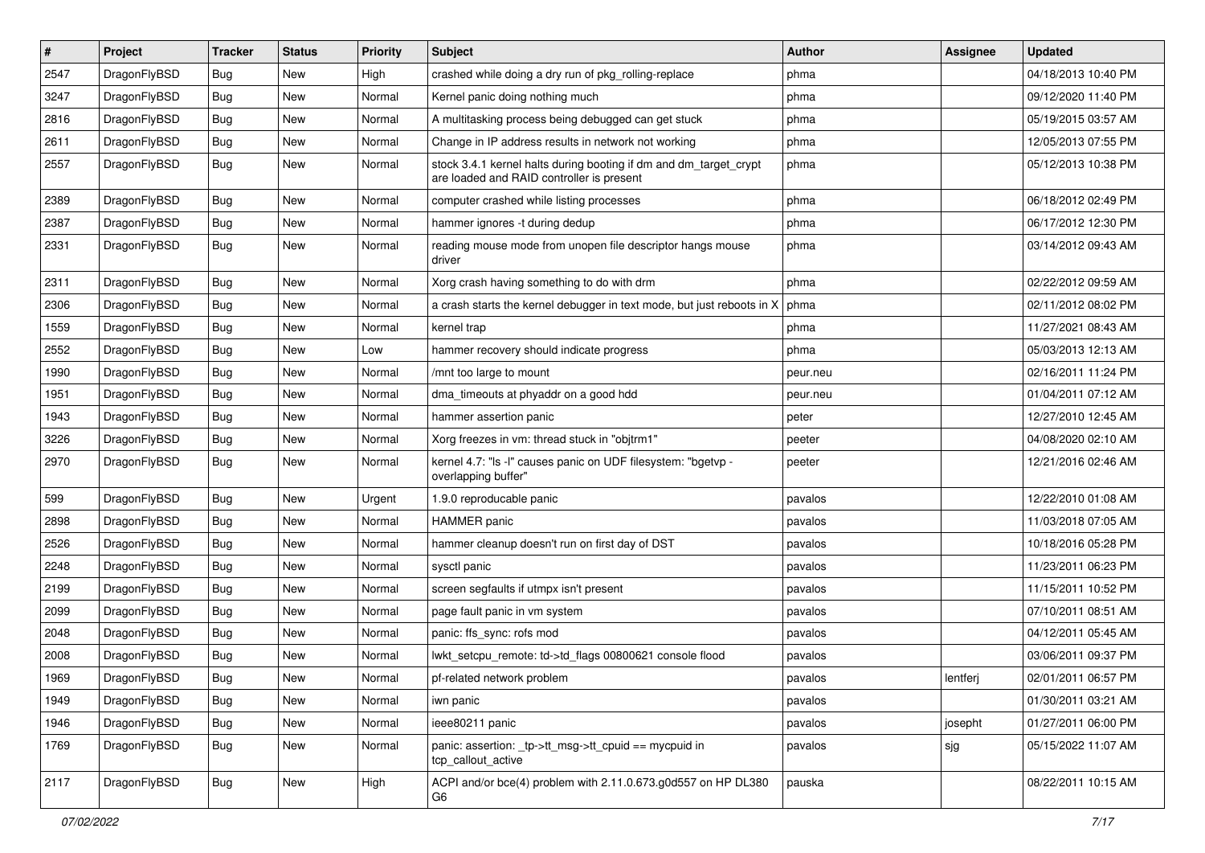| # | Project | Tracker | Status | Priority | Subject | Author | Assignee | Updated |
| --- | --- | --- | --- | --- | --- | --- | --- | --- |
| 2547 | DragonFlyBSD | Bug | New | High | crashed while doing a dry run of pkg_rolling-replace | phma | | 04/18/2013 10:40 PM |
| 3247 | DragonFlyBSD | Bug | New | Normal | Kernel panic doing nothing much | phma | | 09/12/2020 11:40 PM |
| 2816 | DragonFlyBSD | Bug | New | Normal | A multitasking process being debugged can get stuck | phma | | 05/19/2015 03:57 AM |
| 2611 | DragonFlyBSD | Bug | New | Normal | Change in IP address results in network not working | phma | | 12/05/2013 07:55 PM |
| 2557 | DragonFlyBSD | Bug | New | Normal | stock 3.4.1 kernel halts during booting if dm and dm_target_crypt are loaded and RAID controller is present | phma | | 05/12/2013 10:38 PM |
| 2389 | DragonFlyBSD | Bug | New | Normal | computer crashed while listing processes | phma | | 06/18/2012 02:49 PM |
| 2387 | DragonFlyBSD | Bug | New | Normal | hammer ignores -t during dedup | phma | | 06/17/2012 12:30 PM |
| 2331 | DragonFlyBSD | Bug | New | Normal | reading mouse mode from unopen file descriptor hangs mouse driver | phma | | 03/14/2012 09:43 AM |
| 2311 | DragonFlyBSD | Bug | New | Normal | Xorg crash having something to do with drm | phma | | 02/22/2012 09:59 AM |
| 2306 | DragonFlyBSD | Bug | New | Normal | a crash starts the kernel debugger in text mode, but just reboots in X | phma | | 02/11/2012 08:02 PM |
| 1559 | DragonFlyBSD | Bug | New | Normal | kernel trap | phma | | 11/27/2021 08:43 AM |
| 2552 | DragonFlyBSD | Bug | New | Low | hammer recovery should indicate progress | phma | | 05/03/2013 12:13 AM |
| 1990 | DragonFlyBSD | Bug | New | Normal | /mnt too large to mount | peur.neu | | 02/16/2011 11:24 PM |
| 1951 | DragonFlyBSD | Bug | New | Normal | dma_timeouts at phyaddr on a good hdd | peur.neu | | 01/04/2011 07:12 AM |
| 1943 | DragonFlyBSD | Bug | New | Normal | hammer assertion panic | peter | | 12/27/2010 12:45 AM |
| 3226 | DragonFlyBSD | Bug | New | Normal | Xorg freezes in vm: thread stuck in "objtrm1" | peeter | | 04/08/2020 02:10 AM |
| 2970 | DragonFlyBSD | Bug | New | Normal | kernel 4.7: "ls -l" causes panic on UDF filesystem: "bgetvp - overlapping buffer" | peeter | | 12/21/2016 02:46 AM |
| 599 | DragonFlyBSD | Bug | New | Urgent | 1.9.0 reproducable panic | pavalos | | 12/22/2010 01:08 AM |
| 2898 | DragonFlyBSD | Bug | New | Normal | HAMMER panic | pavalos | | 11/03/2018 07:05 AM |
| 2526 | DragonFlyBSD | Bug | New | Normal | hammer cleanup doesn't run on first day of DST | pavalos | | 10/18/2016 05:28 PM |
| 2248 | DragonFlyBSD | Bug | New | Normal | sysctl panic | pavalos | | 11/23/2011 06:23 PM |
| 2199 | DragonFlyBSD | Bug | New | Normal | screen segfaults if utmpx isn't present | pavalos | | 11/15/2011 10:52 PM |
| 2099 | DragonFlyBSD | Bug | New | Normal | page fault panic in vm system | pavalos | | 07/10/2011 08:51 AM |
| 2048 | DragonFlyBSD | Bug | New | Normal | panic: ffs_sync: rofs mod | pavalos | | 04/12/2011 05:45 AM |
| 2008 | DragonFlyBSD | Bug | New | Normal | lwkt_setcpu_remote: td->td_flags 00800621 console flood | pavalos | | 03/06/2011 09:37 PM |
| 1969 | DragonFlyBSD | Bug | New | Normal | pf-related network problem | pavalos | lentferj | 02/01/2011 06:57 PM |
| 1949 | DragonFlyBSD | Bug | New | Normal | iwn panic | pavalos | | 01/30/2011 03:21 AM |
| 1946 | DragonFlyBSD | Bug | New | Normal | ieee80211 panic | pavalos | josepht | 01/27/2011 06:00 PM |
| 1769 | DragonFlyBSD | Bug | New | Normal | panic: assertion: _tp->tt_msg->tt_cpuid == mycpuid in tcp_callout_active | pavalos | sjg | 05/15/2022 11:07 AM |
| 2117 | DragonFlyBSD | Bug | New | High | ACPI and/or bce(4) problem with 2.11.0.673.g0d557 on HP DL380 G6 | pauska | | 08/22/2011 10:15 AM |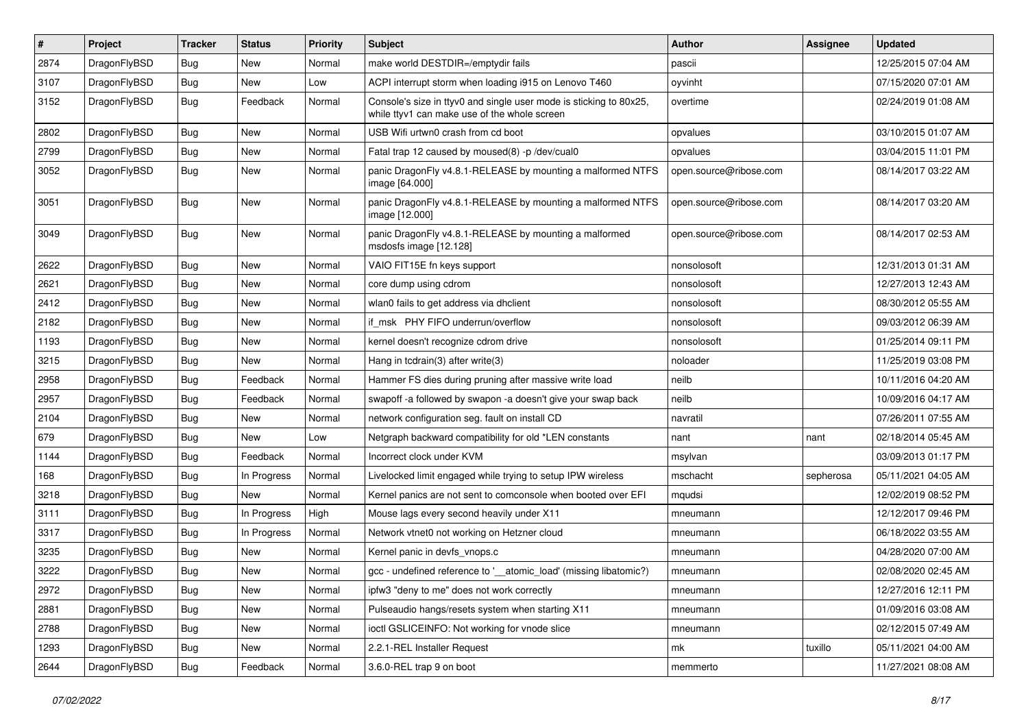| # | Project | Tracker | Status | Priority | Subject | Author | Assignee | Updated |
|---|---|---|---|---|---|---|---|---|
| 2874 | DragonFlyBSD | Bug | New | Normal | make world DESTDIR=/emptydir fails | pascii | | 12/25/2015 07:04 AM |
| 3107 | DragonFlyBSD | Bug | New | Low | ACPI interrupt storm when loading i915 on Lenovo T460 | oyvinht | | 07/15/2020 07:01 AM |
| 3152 | DragonFlyBSD | Bug | Feedback | Normal | Console's size in ttyv0 and single user mode is sticking to 80x25, while ttyv1 can make use of the whole screen | overtime | | 02/24/2019 01:08 AM |
| 2802 | DragonFlyBSD | Bug | New | Normal | USB Wifi urtwn0 crash from cd boot | opvalues | | 03/10/2015 01:07 AM |
| 2799 | DragonFlyBSD | Bug | New | Normal | Fatal trap 12 caused by moused(8) -p /dev/cual0 | opvalues | | 03/04/2015 11:01 PM |
| 3052 | DragonFlyBSD | Bug | New | Normal | panic DragonFly v4.8.1-RELEASE by mounting a malformed NTFS image [64.000] | open.source@ribose.com | | 08/14/2017 03:22 AM |
| 3051 | DragonFlyBSD | Bug | New | Normal | panic DragonFly v4.8.1-RELEASE by mounting a malformed NTFS image [12.000] | open.source@ribose.com | | 08/14/2017 03:20 AM |
| 3049 | DragonFlyBSD | Bug | New | Normal | panic DragonFly v4.8.1-RELEASE by mounting a malformed msdosfs image [12.128] | open.source@ribose.com | | 08/14/2017 02:53 AM |
| 2622 | DragonFlyBSD | Bug | New | Normal | VAIO FIT15E fn keys support | nonsolosoft | | 12/31/2013 01:31 AM |
| 2621 | DragonFlyBSD | Bug | New | Normal | core dump using cdrom | nonsolosoft | | 12/27/2013 12:43 AM |
| 2412 | DragonFlyBSD | Bug | New | Normal | wlan0 fails to get address via dhclient | nonsolosoft | | 08/30/2012 05:55 AM |
| 2182 | DragonFlyBSD | Bug | New | Normal | if_msk PHY FIFO underrun/overflow | nonsolosoft | | 09/03/2012 06:39 AM |
| 1193 | DragonFlyBSD | Bug | New | Normal | kernel doesn't recognize cdrom drive | nonsolosoft | | 01/25/2014 09:11 PM |
| 3215 | DragonFlyBSD | Bug | New | Normal | Hang in tcdrain(3) after write(3) | noloader | | 11/25/2019 03:08 PM |
| 2958 | DragonFlyBSD | Bug | Feedback | Normal | Hammer FS dies during pruning after massive write load | neilb | | 10/11/2016 04:20 AM |
| 2957 | DragonFlyBSD | Bug | Feedback | Normal | swapoff -a followed by swapon -a doesn't give your swap back | neilb | | 10/09/2016 04:17 AM |
| 2104 | DragonFlyBSD | Bug | New | Normal | network configuration seg. fault on install CD | navratil | | 07/26/2011 07:55 AM |
| 679 | DragonFlyBSD | Bug | New | Low | Netgraph backward compatibility for old *LEN constants | nant | nant | 02/18/2014 05:45 AM |
| 1144 | DragonFlyBSD | Bug | Feedback | Normal | Incorrect clock under KVM | msylvan | | 03/09/2013 01:17 PM |
| 168 | DragonFlyBSD | Bug | In Progress | Normal | Livelocked limit engaged while trying to setup IPW wireless | mschacht | sepherosa | 05/11/2021 04:05 AM |
| 3218 | DragonFlyBSD | Bug | New | Normal | Kernel panics are not sent to comconsole when booted over EFI | mqudsi | | 12/02/2019 08:52 PM |
| 3111 | DragonFlyBSD | Bug | In Progress | High | Mouse lags every second heavily under X11 | mneumann | | 12/12/2017 09:46 PM |
| 3317 | DragonFlyBSD | Bug | In Progress | Normal | Network vtnet0 not working on Hetzner cloud | mneumann | | 06/18/2022 03:55 AM |
| 3235 | DragonFlyBSD | Bug | New | Normal | Kernel panic in devfs_vnops.c | mneumann | | 04/28/2020 07:00 AM |
| 3222 | DragonFlyBSD | Bug | New | Normal | gcc - undefined reference to '__atomic_load' (missing libatomic?) | mneumann | | 02/08/2020 02:45 AM |
| 2972 | DragonFlyBSD | Bug | New | Normal | ipfw3 "deny to me" does not work correctly | mneumann | | 12/27/2016 12:11 PM |
| 2881 | DragonFlyBSD | Bug | New | Normal | Pulseaudio hangs/resets system when starting X11 | mneumann | | 01/09/2016 03:08 AM |
| 2788 | DragonFlyBSD | Bug | New | Normal | ioctl GSLICEINFO: Not working for vnode slice | mneumann | | 02/12/2015 07:49 AM |
| 1293 | DragonFlyBSD | Bug | New | Normal | 2.2.1-REL Installer Request | mk | tuxillo | 05/11/2021 04:00 AM |
| 2644 | DragonFlyBSD | Bug | Feedback | Normal | 3.6.0-REL trap 9 on boot | memmerto | | 11/27/2021 08:08 AM |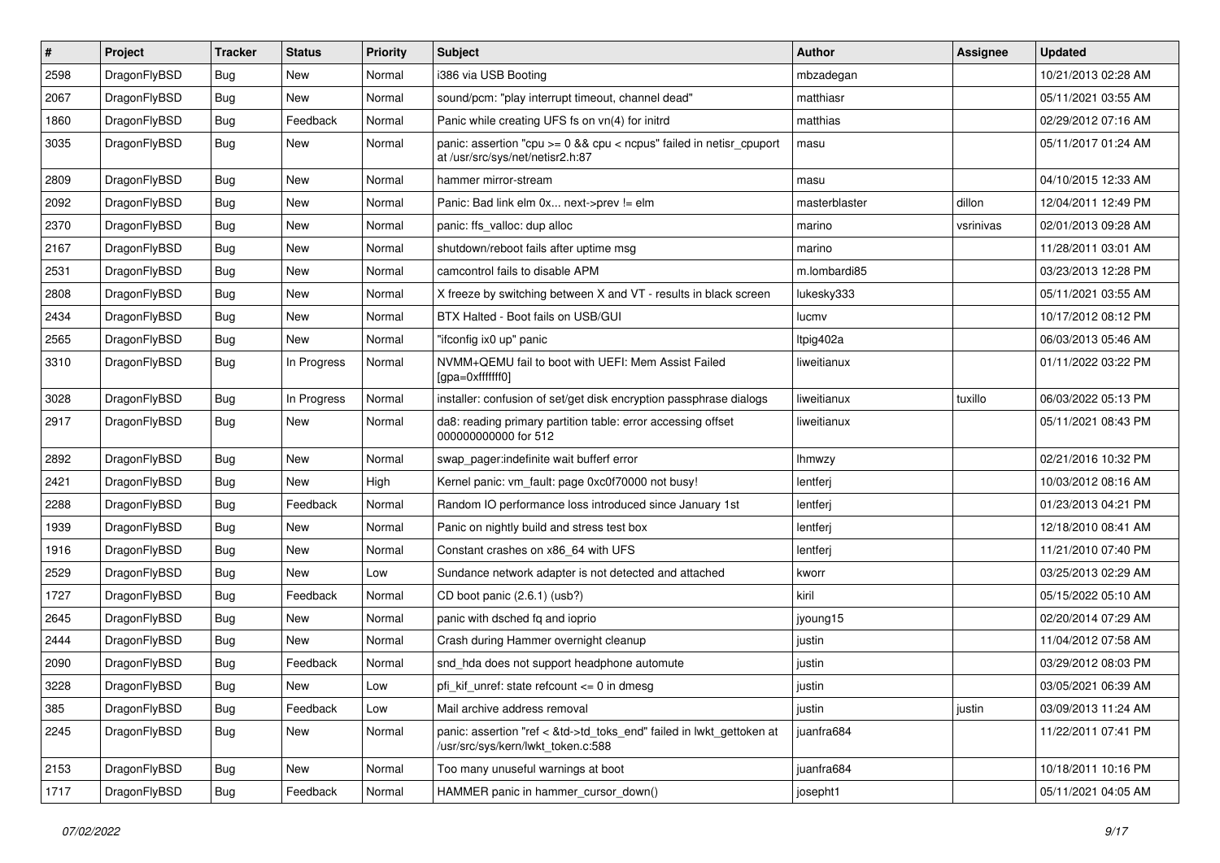| # | Project | Tracker | Status | Priority | Subject | Author | Assignee | Updated |
|---|---|---|---|---|---|---|---|---|
| 2598 | DragonFlyBSD | Bug | New | Normal | i386 via USB Booting | mbzadegan | | 10/21/2013 02:28 AM |
| 2067 | DragonFlyBSD | Bug | New | Normal | sound/pcm: "play interrupt timeout, channel dead" | matthiasr | | 05/11/2021 03:55 AM |
| 1860 | DragonFlyBSD | Bug | Feedback | Normal | Panic while creating UFS fs on vn(4) for initrd | matthias | | 02/29/2012 07:16 AM |
| 3035 | DragonFlyBSD | Bug | New | Normal | panic: assertion "cpu >= 0 && cpu < ncpus" failed in netisr_cpuport at /usr/src/sys/net/netisr2.h:87 | masu | | 05/11/2017 01:24 AM |
| 2809 | DragonFlyBSD | Bug | New | Normal | hammer mirror-stream | masu | | 04/10/2015 12:33 AM |
| 2092 | DragonFlyBSD | Bug | New | Normal | Panic: Bad link elm 0x... next->prev != elm | masterblaster | dillon | 12/04/2011 12:49 PM |
| 2370 | DragonFlyBSD | Bug | New | Normal | panic: ffs_valloc: dup alloc | marino | vsrinivas | 02/01/2013 09:28 AM |
| 2167 | DragonFlyBSD | Bug | New | Normal | shutdown/reboot fails after uptime msg | marino | | 11/28/2011 03:01 AM |
| 2531 | DragonFlyBSD | Bug | New | Normal | camcontrol fails to disable APM | m.lombardi85 | | 03/23/2013 12:28 PM |
| 2808 | DragonFlyBSD | Bug | New | Normal | X freeze by switching between X and VT - results in black screen | lukesky333 | | 05/11/2021 03:55 AM |
| 2434 | DragonFlyBSD | Bug | New | Normal | BTX Halted - Boot fails on USB/GUI | lucmv | | 10/17/2012 08:12 PM |
| 2565 | DragonFlyBSD | Bug | New | Normal | "ifconfig ix0 up" panic | ltpig402a | | 06/03/2013 05:46 AM |
| 3310 | DragonFlyBSD | Bug | In Progress | Normal | NVMM+QEMU fail to boot with UEFI: Mem Assist Failed [gpa=0xfffffff0] | liweitianux | | 01/11/2022 03:22 PM |
| 3028 | DragonFlyBSD | Bug | In Progress | Normal | installer: confusion of set/get disk encryption passphrase dialogs | liweitianux | tuxillo | 06/03/2022 05:13 PM |
| 2917 | DragonFlyBSD | Bug | New | Normal | da8: reading primary partition table: error accessing offset 000000000000 for 512 | liweitianux | | 05/11/2021 08:43 PM |
| 2892 | DragonFlyBSD | Bug | New | Normal | swap_pager:indefinite wait bufferf error | lhmwzy | | 02/21/2016 10:32 PM |
| 2421 | DragonFlyBSD | Bug | New | High | Kernel panic: vm_fault: page 0xc0f70000 not busy! | lentferj | | 10/03/2012 08:16 AM |
| 2288 | DragonFlyBSD | Bug | Feedback | Normal | Random IO performance loss introduced since January 1st | lentferj | | 01/23/2013 04:21 PM |
| 1939 | DragonFlyBSD | Bug | New | Normal | Panic on nightly build and stress test box | lentferj | | 12/18/2010 08:41 AM |
| 1916 | DragonFlyBSD | Bug | New | Normal | Constant crashes on x86_64 with UFS | lentferj | | 11/21/2010 07:40 PM |
| 2529 | DragonFlyBSD | Bug | New | Low | Sundance network adapter is not detected and attached | kworr | | 03/25/2013 02:29 AM |
| 1727 | DragonFlyBSD | Bug | Feedback | Normal | CD boot panic (2.6.1) (usb?) | kiril | | 05/15/2022 05:10 AM |
| 2645 | DragonFlyBSD | Bug | New | Normal | panic with dsched fq and ioprio | jyoung15 | | 02/20/2014 07:29 AM |
| 2444 | DragonFlyBSD | Bug | New | Normal | Crash during Hammer overnight cleanup | justin | | 11/04/2012 07:58 AM |
| 2090 | DragonFlyBSD | Bug | Feedback | Normal | snd_hda does not support headphone automute | justin | | 03/29/2012 08:03 PM |
| 3228 | DragonFlyBSD | Bug | New | Low | pfi_kif_unref: state refcount <= 0 in dmesg | justin | | 03/05/2021 06:39 AM |
| 385 | DragonFlyBSD | Bug | Feedback | Low | Mail archive address removal | justin | justin | 03/09/2013 11:24 AM |
| 2245 | DragonFlyBSD | Bug | New | Normal | panic: assertion "ref < &td->td_toks_end" failed in lwkt_gettoken at /usr/src/sys/kern/lwkt_token.c:588 | juanfra684 | | 11/22/2011 07:41 PM |
| 2153 | DragonFlyBSD | Bug | New | Normal | Too many unuseful warnings at boot | juanfra684 | | 10/18/2011 10:16 PM |
| 1717 | DragonFlyBSD | Bug | Feedback | Normal | HAMMER panic in hammer_cursor_down() | josepht1 | | 05/11/2021 04:05 AM |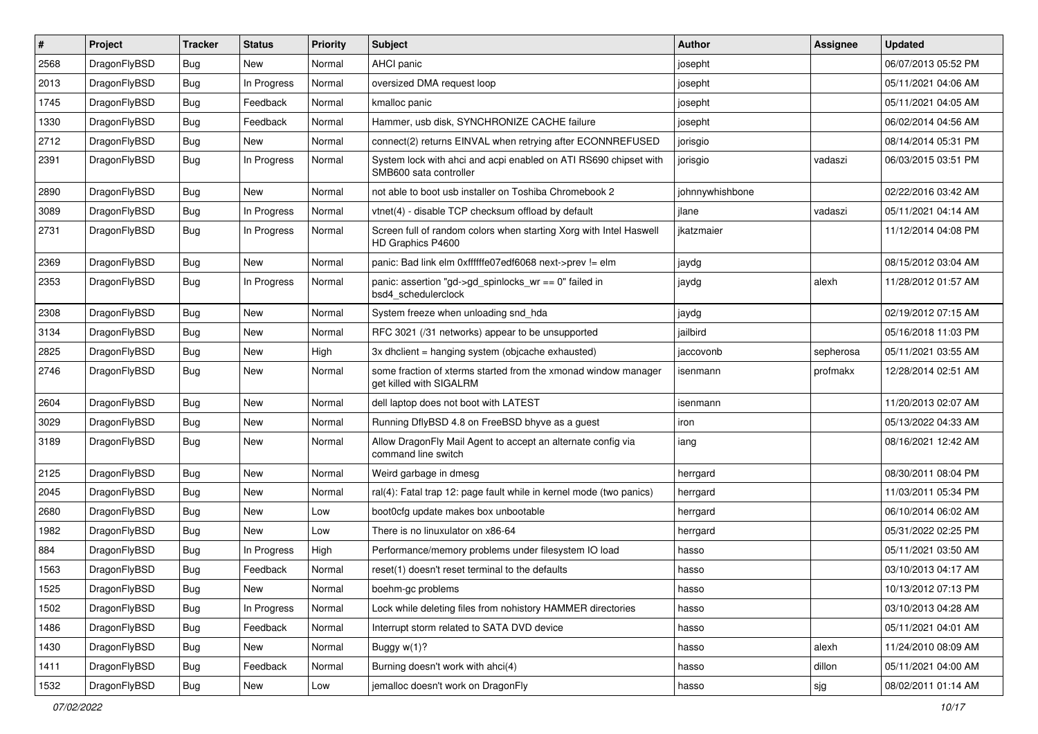| # | Project | Tracker | Status | Priority | Subject | Author | Assignee | Updated |
| --- | --- | --- | --- | --- | --- | --- | --- | --- |
| 2568 | DragonFlyBSD | Bug | New | Normal | AHCI panic | josepht | | 06/07/2013 05:52 PM |
| 2013 | DragonFlyBSD | Bug | In Progress | Normal | oversized DMA request loop | josepht | | 05/11/2021 04:06 AM |
| 1745 | DragonFlyBSD | Bug | Feedback | Normal | kmalloc panic | josepht | | 05/11/2021 04:05 AM |
| 1330 | DragonFlyBSD | Bug | Feedback | Normal | Hammer, usb disk, SYNCHRONIZE CACHE failure | josepht | | 06/02/2014 04:56 AM |
| 2712 | DragonFlyBSD | Bug | New | Normal | connect(2) returns EINVAL when retrying after ECONNREFUSED | jorisgio | | 08/14/2014 05:31 PM |
| 2391 | DragonFlyBSD | Bug | In Progress | Normal | System lock with ahci and acpi enabled on ATI RS690 chipset with SMB600 sata controller | jorisgio | vadaszi | 06/03/2015 03:51 PM |
| 2890 | DragonFlyBSD | Bug | New | Normal | not able to boot usb installer on Toshiba Chromebook 2 | johnnywhishbone | | 02/22/2016 03:42 AM |
| 3089 | DragonFlyBSD | Bug | In Progress | Normal | vtnet(4) - disable TCP checksum offload by default | jlane | vadaszi | 05/11/2021 04:14 AM |
| 2731 | DragonFlyBSD | Bug | In Progress | Normal | Screen full of random colors when starting Xorg with Intel Haswell HD Graphics P4600 | jkatzmaier | | 11/12/2014 04:08 PM |
| 2369 | DragonFlyBSD | Bug | New | Normal | panic: Bad link elm 0xffffffe07edf6068 next->prev != elm | jaydg | | 08/15/2012 03:04 AM |
| 2353 | DragonFlyBSD | Bug | In Progress | Normal | panic: assertion "gd->gd_spinlocks_wr == 0" failed in bsd4_schedulerclock | jaydg | alexh | 11/28/2012 01:57 AM |
| 2308 | DragonFlyBSD | Bug | New | Normal | System freeze when unloading snd_hda | jaydg | | 02/19/2012 07:15 AM |
| 3134 | DragonFlyBSD | Bug | New | Normal | RFC 3021 (/31 networks) appear to be unsupported | jailbird | | 05/16/2018 11:03 PM |
| 2825 | DragonFlyBSD | Bug | New | High | 3x dhclient = hanging system (objcache exhausted) | jaccovonb | sepherosa | 05/11/2021 03:55 AM |
| 2746 | DragonFlyBSD | Bug | New | Normal | some fraction of xterms started from the xmonad window manager get killed with SIGALRM | isenmann | profmakx | 12/28/2014 02:51 AM |
| 2604 | DragonFlyBSD | Bug | New | Normal | dell laptop does not boot with LATEST | isenmann | | 11/20/2013 02:07 AM |
| 3029 | DragonFlyBSD | Bug | New | Normal | Running DflyBSD 4.8 on FreeBSD bhyve as a guest | iron | | 05/13/2022 04:33 AM |
| 3189 | DragonFlyBSD | Bug | New | Normal | Allow DragonFly Mail Agent to accept an alternate config via command line switch | iang | | 08/16/2021 12:42 AM |
| 2125 | DragonFlyBSD | Bug | New | Normal | Weird garbage in dmesg | herrgard | | 08/30/2011 08:04 PM |
| 2045 | DragonFlyBSD | Bug | New | Normal | ral(4): Fatal trap 12: page fault while in kernel mode (two panics) | herrgard | | 11/03/2011 05:34 PM |
| 2680 | DragonFlyBSD | Bug | New | Low | boot0cfg update makes box unbootable | herrgard | | 06/10/2014 06:02 AM |
| 1982 | DragonFlyBSD | Bug | New | Low | There is no linuxulator on x86-64 | herrgard | | 05/31/2022 02:25 PM |
| 884 | DragonFlyBSD | Bug | In Progress | High | Performance/memory problems under filesystem IO load | hasso | | 05/11/2021 03:50 AM |
| 1563 | DragonFlyBSD | Bug | Feedback | Normal | reset(1) doesn't reset terminal to the defaults | hasso | | 03/10/2013 04:17 AM |
| 1525 | DragonFlyBSD | Bug | New | Normal | boehm-gc problems | hasso | | 10/13/2012 07:13 PM |
| 1502 | DragonFlyBSD | Bug | In Progress | Normal | Lock while deleting files from nohistory HAMMER directories | hasso | | 03/10/2013 04:28 AM |
| 1486 | DragonFlyBSD | Bug | Feedback | Normal | Interrupt storm related to SATA DVD device | hasso | | 05/11/2021 04:01 AM |
| 1430 | DragonFlyBSD | Bug | New | Normal | Buggy w(1)? | hasso | alexh | 11/24/2010 08:09 AM |
| 1411 | DragonFlyBSD | Bug | Feedback | Normal | Burning doesn't work with ahci(4) | hasso | dillon | 05/11/2021 04:00 AM |
| 1532 | DragonFlyBSD | Bug | New | Low | jemalloc doesn't work on DragonFly | hasso | sjg | 08/02/2011 01:14 AM |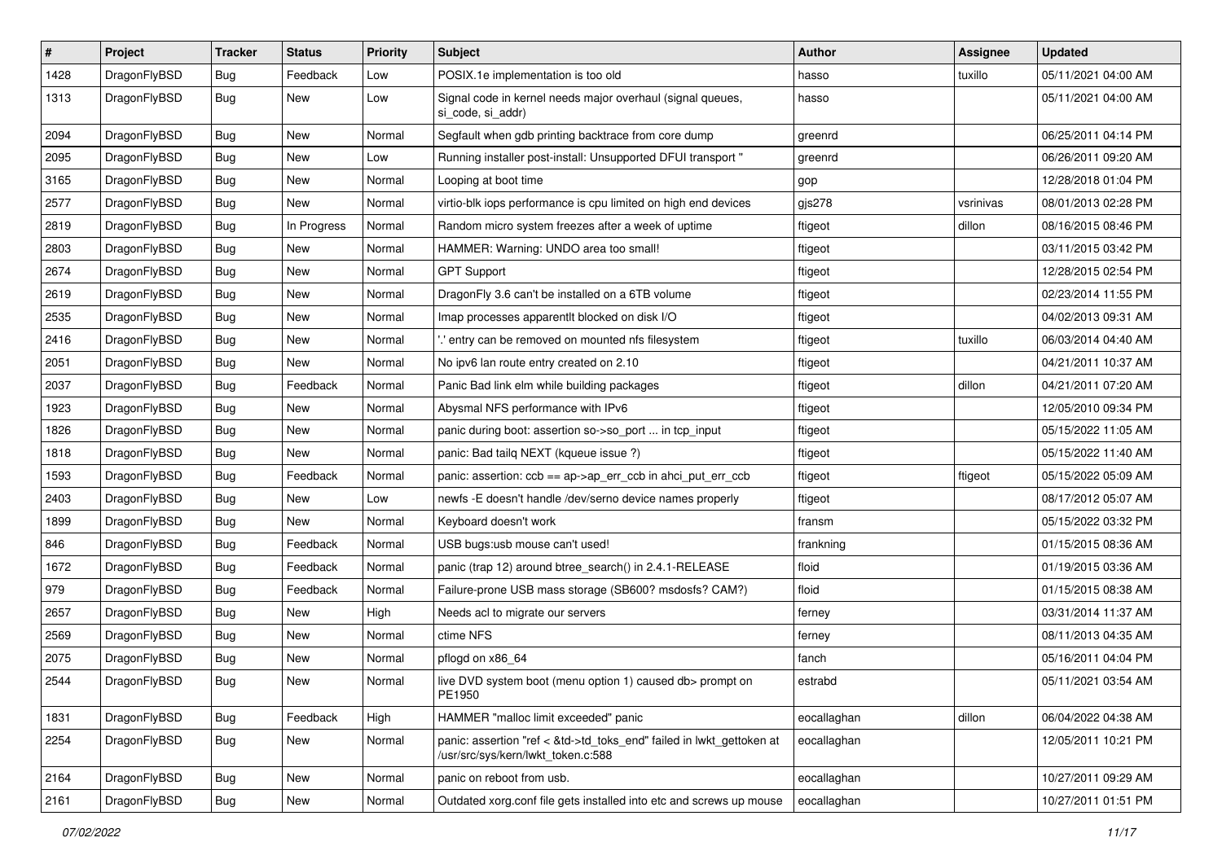| # | Project | Tracker | Status | Priority | Subject | Author | Assignee | Updated |
|---|---|---|---|---|---|---|---|---|
| 1428 | DragonFlyBSD | Bug | Feedback | Low | POSIX.1e implementation is too old | hasso | tuxillo | 05/11/2021 04:00 AM |
| 1313 | DragonFlyBSD | Bug | New | Low | Signal code in kernel needs major overhaul (signal queues, si_code, si_addr) | hasso | | 05/11/2021 04:00 AM |
| 2094 | DragonFlyBSD | Bug | New | Normal | Segfault when gdb printing backtrace from core dump | greenrd | | 06/25/2011 04:14 PM |
| 2095 | DragonFlyBSD | Bug | New | Low | Running installer post-install: Unsupported DFUI transport " | greenrd | | 06/26/2011 09:20 AM |
| 3165 | DragonFlyBSD | Bug | New | Normal | Looping at boot time | gop | | 12/28/2018 01:04 PM |
| 2577 | DragonFlyBSD | Bug | New | Normal | virtio-blk iops performance is cpu limited on high end devices | gjs278 | vsrinivas | 08/01/2013 02:28 PM |
| 2819 | DragonFlyBSD | Bug | In Progress | Normal | Random micro system freezes after a week of uptime | ftigeot | dillon | 08/16/2015 08:46 PM |
| 2803 | DragonFlyBSD | Bug | New | Normal | HAMMER: Warning: UNDO area too small! | ftigeot | | 03/11/2015 03:42 PM |
| 2674 | DragonFlyBSD | Bug | New | Normal | GPT Support | ftigeot | | 12/28/2015 02:54 PM |
| 2619 | DragonFlyBSD | Bug | New | Normal | DragonFly 3.6 can't be installed on a 6TB volume | ftigeot | | 02/23/2014 11:55 PM |
| 2535 | DragonFlyBSD | Bug | New | Normal | Imap processes apparentlt blocked on disk I/O | ftigeot | | 04/02/2013 09:31 AM |
| 2416 | DragonFlyBSD | Bug | New | Normal | '.' entry can be removed on mounted nfs filesystem | ftigeot | tuxillo | 06/03/2014 04:40 AM |
| 2051 | DragonFlyBSD | Bug | New | Normal | No ipv6 lan route entry created on 2.10 | ftigeot | | 04/21/2011 10:37 AM |
| 2037 | DragonFlyBSD | Bug | Feedback | Normal | Panic Bad link elm while building packages | ftigeot | dillon | 04/21/2011 07:20 AM |
| 1923 | DragonFlyBSD | Bug | New | Normal | Abysmal NFS performance with IPv6 | ftigeot | | 12/05/2010 09:34 PM |
| 1826 | DragonFlyBSD | Bug | New | Normal | panic during boot: assertion so->so_port ... in tcp_input | ftigeot | | 05/15/2022 11:05 AM |
| 1818 | DragonFlyBSD | Bug | New | Normal | panic: Bad tailq NEXT (kqueue issue ?) | ftigeot | | 05/15/2022 11:40 AM |
| 1593 | DragonFlyBSD | Bug | Feedback | Normal | panic: assertion: ccb == ap->ap_err_ccb in ahci_put_err_ccb | ftigeot | ftigeot | 05/15/2022 05:09 AM |
| 2403 | DragonFlyBSD | Bug | New | Low | newfs -E doesn't handle /dev/serno device names properly | ftigeot | | 08/17/2012 05:07 AM |
| 1899 | DragonFlyBSD | Bug | New | Normal | Keyboard doesn't work | fransm | | 05/15/2022 03:32 PM |
| 846 | DragonFlyBSD | Bug | Feedback | Normal | USB bugs:usb mouse can't used! | frankning | | 01/15/2015 08:36 AM |
| 1672 | DragonFlyBSD | Bug | Feedback | Normal | panic (trap 12) around btree_search() in 2.4.1-RELEASE | floid | | 01/19/2015 03:36 AM |
| 979 | DragonFlyBSD | Bug | Feedback | Normal | Failure-prone USB mass storage (SB600? msdosfs? CAM?) | floid | | 01/15/2015 08:38 AM |
| 2657 | DragonFlyBSD | Bug | New | High | Needs acl to migrate our servers | ferney | | 03/31/2014 11:37 AM |
| 2569 | DragonFlyBSD | Bug | New | Normal | ctime NFS | ferney | | 08/11/2013 04:35 AM |
| 2075 | DragonFlyBSD | Bug | New | Normal | pflogd on x86_64 | fanch | | 05/16/2011 04:04 PM |
| 2544 | DragonFlyBSD | Bug | New | Normal | live DVD system boot (menu option 1) caused db> prompt on PE1950 | estrabd | | 05/11/2021 03:54 AM |
| 1831 | DragonFlyBSD | Bug | Feedback | High | HAMMER "malloc limit exceeded" panic | eocallaghan | dillon | 06/04/2022 04:38 AM |
| 2254 | DragonFlyBSD | Bug | New | Normal | panic: assertion "ref < &td->td_toks_end" failed in lwkt_gettoken at /usr/src/sys/kern/lwkt_token.c:588 | eocallaghan | | 12/05/2011 10:21 PM |
| 2164 | DragonFlyBSD | Bug | New | Normal | panic on reboot from usb. | eocallaghan | | 10/27/2011 09:29 AM |
| 2161 | DragonFlyBSD | Bug | New | Normal | Outdated xorg.conf file gets installed into etc and screws up mouse | eocallaghan | | 10/27/2011 01:51 PM |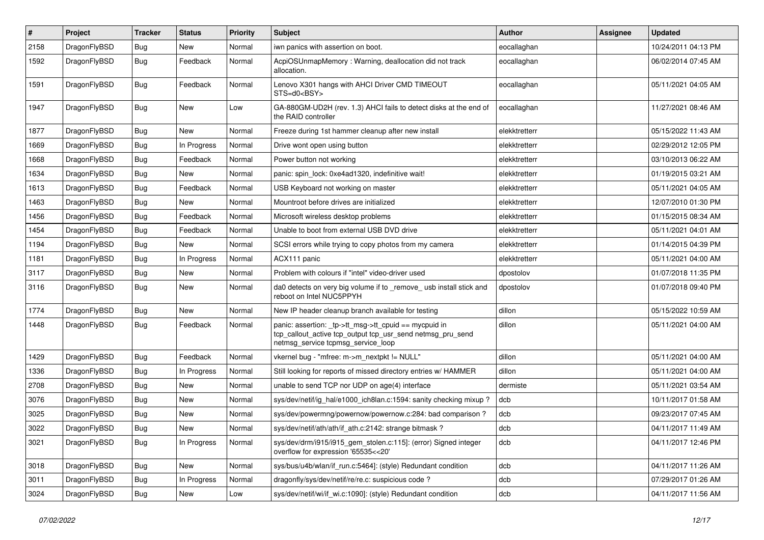| # | Project | Tracker | Status | Priority | Subject | Author | Assignee | Updated |
|---|---|---|---|---|---|---|---|---|
| 2158 | DragonFlyBSD | Bug | New | Normal | iwn panics with assertion on boot. | eocallaghan | | 10/24/2011 04:13 PM |
| 1592 | DragonFlyBSD | Bug | Feedback | Normal | AcpiOSUnmapMemory : Warning, deallocation did not track allocation. | eocallaghan | | 06/02/2014 07:45 AM |
| 1591 | DragonFlyBSD | Bug | Feedback | Normal | Lenovo X301 hangs with AHCI Driver CMD TIMEOUT STS=d0<BSY> | eocallaghan | | 05/11/2021 04:05 AM |
| 1947 | DragonFlyBSD | Bug | New | Low | GA-880GM-UD2H (rev. 1.3) AHCI fails to detect disks at the end of the RAID controller | eocallaghan | | 11/27/2021 08:46 AM |
| 1877 | DragonFlyBSD | Bug | New | Normal | Freeze during 1st hammer cleanup after new install | elekktretterr | | 05/15/2022 11:43 AM |
| 1669 | DragonFlyBSD | Bug | In Progress | Normal | Drive wont open using button | elekktretterr | | 02/29/2012 12:05 PM |
| 1668 | DragonFlyBSD | Bug | Feedback | Normal | Power button not working | elekktretterr | | 03/10/2013 06:22 AM |
| 1634 | DragonFlyBSD | Bug | New | Normal | panic: spin_lock: 0xe4ad1320, indefinitive wait! | elekktretterr | | 01/19/2015 03:21 AM |
| 1613 | DragonFlyBSD | Bug | Feedback | Normal | USB Keyboard not working on master | elekktretterr | | 05/11/2021 04:05 AM |
| 1463 | DragonFlyBSD | Bug | New | Normal | Mountroot before drives are initialized | elekktretterr | | 12/07/2010 01:30 PM |
| 1456 | DragonFlyBSD | Bug | Feedback | Normal | Microsoft wireless desktop problems | elekktretterr | | 01/15/2015 08:34 AM |
| 1454 | DragonFlyBSD | Bug | Feedback | Normal | Unable to boot from external USB DVD drive | elekktretterr | | 05/11/2021 04:01 AM |
| 1194 | DragonFlyBSD | Bug | New | Normal | SCSI errors while trying to copy photos from my camera | elekktretterr | | 01/14/2015 04:39 PM |
| 1181 | DragonFlyBSD | Bug | In Progress | Normal | ACX111 panic | elekktretterr | | 05/11/2021 04:00 AM |
| 3117 | DragonFlyBSD | Bug | New | Normal | Problem with colours if "intel" video-driver used | dpostolov | | 01/07/2018 11:35 PM |
| 3116 | DragonFlyBSD | Bug | New | Normal | da0 detects on very big volume if to _remove_ usb install stick and reboot on Intel NUC5PPYH | dpostolov | | 01/07/2018 09:40 PM |
| 1774 | DragonFlyBSD | Bug | New | Normal | New IP header cleanup branch available for testing | dillon | | 05/15/2022 10:59 AM |
| 1448 | DragonFlyBSD | Bug | Feedback | Normal | panic: assertion: _tp->tt_msg->tt_cpuid == mycpuid in tcp_callout_active tcp_output tcp_usr_send netmsg_pru_send netmsg_service tcpmsg_service_loop | dillon | | 05/11/2021 04:00 AM |
| 1429 | DragonFlyBSD | Bug | Feedback | Normal | vkernel bug - "mfree: m->m_nextpkt != NULL" | dillon | | 05/11/2021 04:00 AM |
| 1336 | DragonFlyBSD | Bug | In Progress | Normal | Still looking for reports of missed directory entries w/ HAMMER | dillon | | 05/11/2021 04:00 AM |
| 2708 | DragonFlyBSD | Bug | New | Normal | unable to send TCP nor UDP on age(4) interface | dermiste | | 05/11/2021 03:54 AM |
| 3076 | DragonFlyBSD | Bug | New | Normal | sys/dev/netif/ig_hal/e1000_ich8lan.c:1594: sanity checking mixup ? | dcb | | 10/11/2017 01:58 AM |
| 3025 | DragonFlyBSD | Bug | New | Normal | sys/dev/powermng/powernow/powernow.c:284: bad comparison ? | dcb | | 09/23/2017 07:45 AM |
| 3022 | DragonFlyBSD | Bug | New | Normal | sys/dev/netif/ath/ath/if_ath.c:2142: strange bitmask ? | dcb | | 04/11/2017 11:49 AM |
| 3021 | DragonFlyBSD | Bug | In Progress | Normal | sys/dev/drm/i915/i915_gem_stolen.c:115]: (error) Signed integer overflow for expression '65535<<20' | dcb | | 04/11/2017 12:46 PM |
| 3018 | DragonFlyBSD | Bug | New | Normal | sys/bus/u4b/wlan/if_run.c:5464]: (style) Redundant condition | dcb | | 04/11/2017 11:26 AM |
| 3011 | DragonFlyBSD | Bug | In Progress | Normal | dragonfly/sys/dev/netif/re/re.c: suspicious code ? | dcb | | 07/29/2017 01:26 AM |
| 3024 | DragonFlyBSD | Bug | New | Low | sys/dev/netif/wi/if_wi.c:1090]: (style) Redundant condition | dcb | | 04/11/2017 11:56 AM |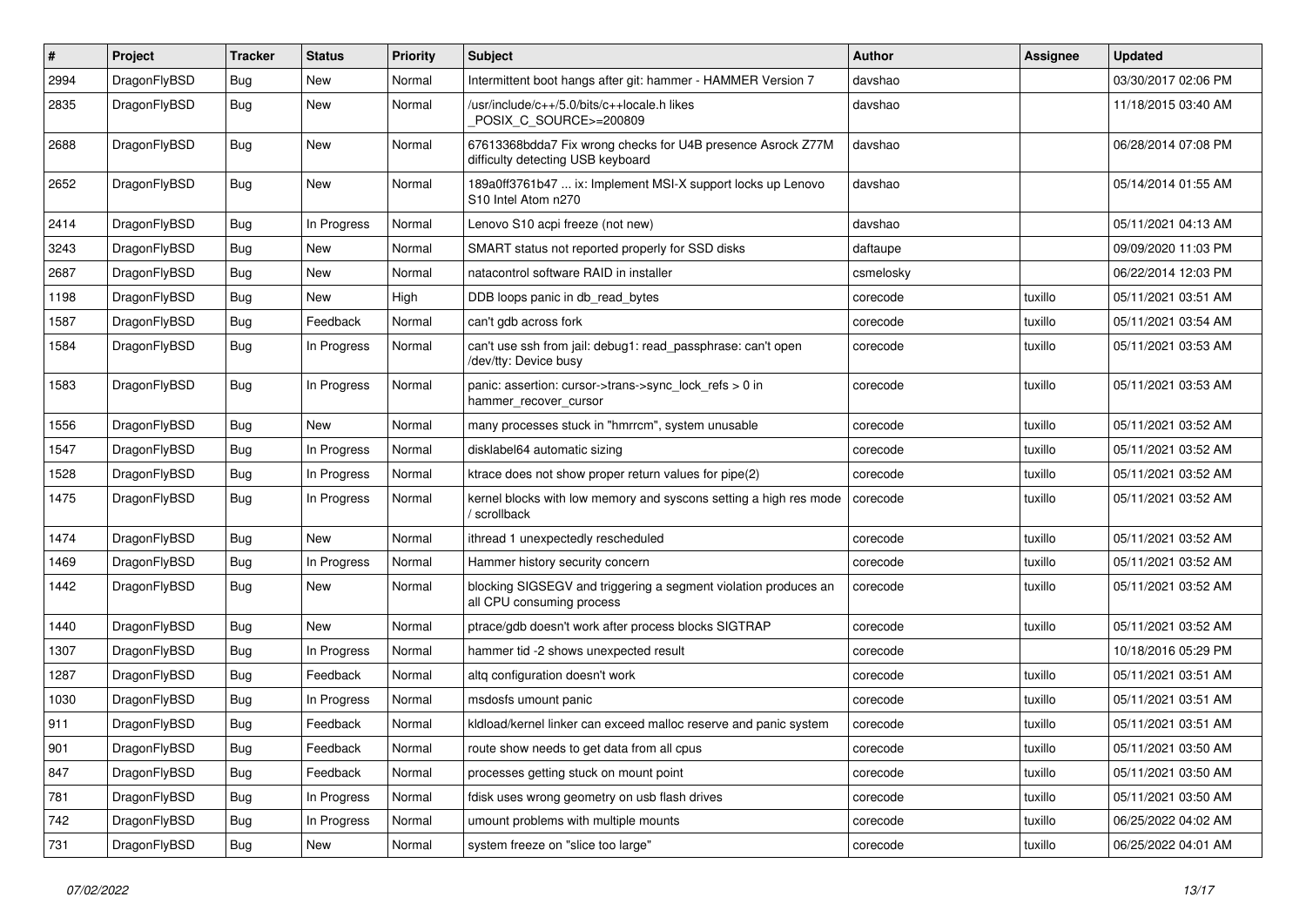| # | Project | Tracker | Status | Priority | Subject | Author | Assignee | Updated |
|---|---|---|---|---|---|---|---|---|
| 2994 | DragonFlyBSD | Bug | New | Normal | Intermittent boot hangs after git: hammer - HAMMER Version 7 | davshao | | 03/30/2017 02:06 PM |
| 2835 | DragonFlyBSD | Bug | New | Normal | /usr/include/c++/5.0/bits/c++locale.h likes _POSIX_C_SOURCE>=200809 | davshao | | 11/18/2015 03:40 AM |
| 2688 | DragonFlyBSD | Bug | New | Normal | 67613368bdda7 Fix wrong checks for U4B presence Asrock Z77M difficulty detecting USB keyboard | davshao | | 06/28/2014 07:08 PM |
| 2652 | DragonFlyBSD | Bug | New | Normal | 189a0ff3761b47 ... ix: Implement MSI-X support locks up Lenovo S10 Intel Atom n270 | davshao | | 05/14/2014 01:55 AM |
| 2414 | DragonFlyBSD | Bug | In Progress | Normal | Lenovo S10 acpi freeze (not new) | davshao | | 05/11/2021 04:13 AM |
| 3243 | DragonFlyBSD | Bug | New | Normal | SMART status not reported properly for SSD disks | daftaupe | | 09/09/2020 11:03 PM |
| 2687 | DragonFlyBSD | Bug | New | Normal | natacontrol software RAID in installer | csmelosky | | 06/22/2014 12:03 PM |
| 1198 | DragonFlyBSD | Bug | New | High | DDB loops panic in db_read_bytes | corecode | tuxillo | 05/11/2021 03:51 AM |
| 1587 | DragonFlyBSD | Bug | Feedback | Normal | can't gdb across fork | corecode | tuxillo | 05/11/2021 03:54 AM |
| 1584 | DragonFlyBSD | Bug | In Progress | Normal | can't use ssh from jail: debug1: read_passphrase: can't open /dev/tty: Device busy | corecode | tuxillo | 05/11/2021 03:53 AM |
| 1583 | DragonFlyBSD | Bug | In Progress | Normal | panic: assertion: cursor->trans->sync_lock_refs > 0 in hammer_recover_cursor | corecode | tuxillo | 05/11/2021 03:53 AM |
| 1556 | DragonFlyBSD | Bug | New | Normal | many processes stuck in "hmrrcm", system unusable | corecode | tuxillo | 05/11/2021 03:52 AM |
| 1547 | DragonFlyBSD | Bug | In Progress | Normal | disklabel64 automatic sizing | corecode | tuxillo | 05/11/2021 03:52 AM |
| 1528 | DragonFlyBSD | Bug | In Progress | Normal | ktrace does not show proper return values for pipe(2) | corecode | tuxillo | 05/11/2021 03:52 AM |
| 1475 | DragonFlyBSD | Bug | In Progress | Normal | kernel blocks with low memory and syscons setting a high res mode / scrollback | corecode | tuxillo | 05/11/2021 03:52 AM |
| 1474 | DragonFlyBSD | Bug | New | Normal | ithread 1 unexpectedly rescheduled | corecode | tuxillo | 05/11/2021 03:52 AM |
| 1469 | DragonFlyBSD | Bug | In Progress | Normal | Hammer history security concern | corecode | tuxillo | 05/11/2021 03:52 AM |
| 1442 | DragonFlyBSD | Bug | New | Normal | blocking SIGSEGV and triggering a segment violation produces an all CPU consuming process | corecode | tuxillo | 05/11/2021 03:52 AM |
| 1440 | DragonFlyBSD | Bug | New | Normal | ptrace/gdb doesn't work after process blocks SIGTRAP | corecode | tuxillo | 05/11/2021 03:52 AM |
| 1307 | DragonFlyBSD | Bug | In Progress | Normal | hammer tid -2 shows unexpected result | corecode | | 10/18/2016 05:29 PM |
| 1287 | DragonFlyBSD | Bug | Feedback | Normal | altq configuration doesn't work | corecode | tuxillo | 05/11/2021 03:51 AM |
| 1030 | DragonFlyBSD | Bug | In Progress | Normal | msdosfs umount panic | corecode | tuxillo | 05/11/2021 03:51 AM |
| 911 | DragonFlyBSD | Bug | Feedback | Normal | kldload/kernel linker can exceed malloc reserve and panic system | corecode | tuxillo | 05/11/2021 03:51 AM |
| 901 | DragonFlyBSD | Bug | Feedback | Normal | route show needs to get data from all cpus | corecode | tuxillo | 05/11/2021 03:50 AM |
| 847 | DragonFlyBSD | Bug | Feedback | Normal | processes getting stuck on mount point | corecode | tuxillo | 05/11/2021 03:50 AM |
| 781 | DragonFlyBSD | Bug | In Progress | Normal | fdisk uses wrong geometry on usb flash drives | corecode | tuxillo | 05/11/2021 03:50 AM |
| 742 | DragonFlyBSD | Bug | In Progress | Normal | umount problems with multiple mounts | corecode | tuxillo | 06/25/2022 04:02 AM |
| 731 | DragonFlyBSD | Bug | New | Normal | system freeze on "slice too large" | corecode | tuxillo | 06/25/2022 04:01 AM |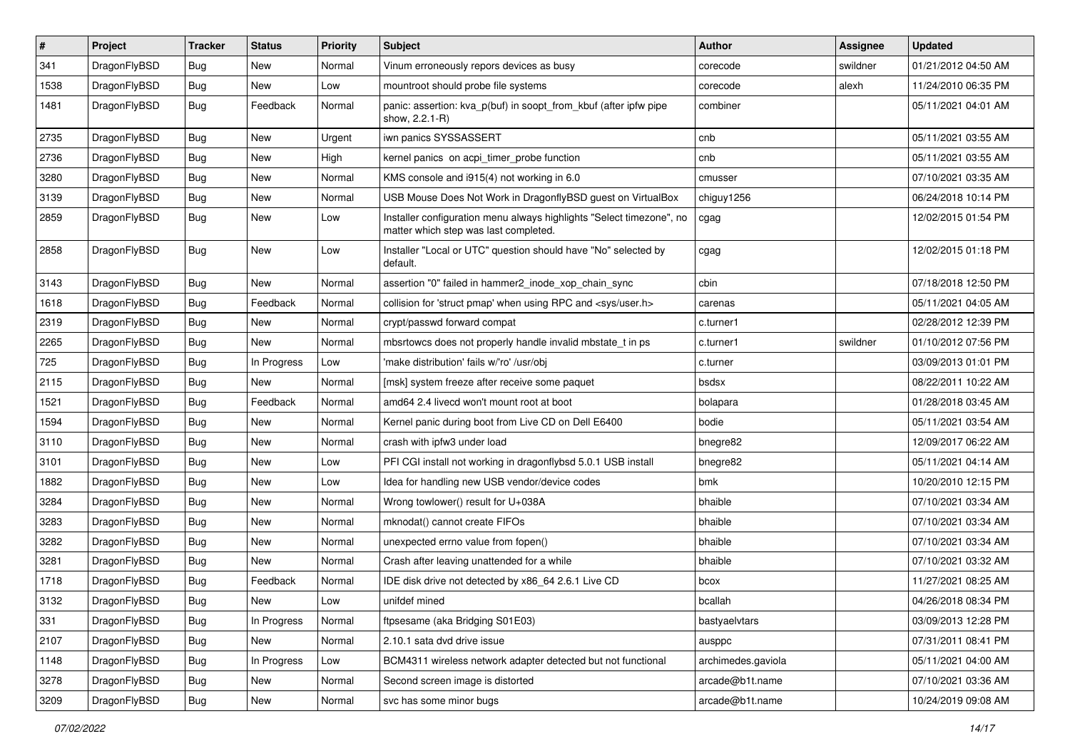| # | Project | Tracker | Status | Priority | Subject | Author | Assignee | Updated |
|---|---|---|---|---|---|---|---|---|
| 341 | DragonFlyBSD | Bug | New | Normal | Vinum erroneously repors devices as busy | corecode | swildner | 01/21/2012 04:50 AM |
| 1538 | DragonFlyBSD | Bug | New | Low | mountroot should probe file systems | corecode | alexh | 11/24/2010 06:35 PM |
| 1481 | DragonFlyBSD | Bug | Feedback | Normal | panic: assertion: kva_p(buf) in soopt_from_kbuf (after ipfw pipe show, 2.2.1-R) | combiner | | 05/11/2021 04:01 AM |
| 2735 | DragonFlyBSD | Bug | New | Urgent | iwn panics SYSSASSERT | cnb | | 05/11/2021 03:55 AM |
| 2736 | DragonFlyBSD | Bug | New | High | kernel panics on acpi_timer_probe function | cnb | | 05/11/2021 03:55 AM |
| 3280 | DragonFlyBSD | Bug | New | Normal | KMS console and i915(4) not working in 6.0 | cmusser | | 07/10/2021 03:35 AM |
| 3139 | DragonFlyBSD | Bug | New | Normal | USB Mouse Does Not Work in DragonflyBSD guest on VirtualBox | chiguy1256 | | 06/24/2018 10:14 PM |
| 2859 | DragonFlyBSD | Bug | New | Low | Installer configuration menu always highlights "Select timezone", no matter which step was last completed. | cgag | | 12/02/2015 01:54 PM |
| 2858 | DragonFlyBSD | Bug | New | Low | Installer "Local or UTC" question should have "No" selected by default. | cgag | | 12/02/2015 01:18 PM |
| 3143 | DragonFlyBSD | Bug | New | Normal | assertion "0" failed in hammer2_inode_xop_chain_sync | cbin | | 07/18/2018 12:50 PM |
| 1618 | DragonFlyBSD | Bug | Feedback | Normal | collision for 'struct pmap' when using RPC and <sys/user.h> | carenas | | 05/11/2021 04:05 AM |
| 2319 | DragonFlyBSD | Bug | New | Normal | crypt/passwd forward compat | c.turner1 | | 02/28/2012 12:39 PM |
| 2265 | DragonFlyBSD | Bug | New | Normal | mbsrtowcs does not properly handle invalid mbstate_t in ps | c.turner1 | swildner | 01/10/2012 07:56 PM |
| 725 | DragonFlyBSD | Bug | In Progress | Low | 'make distribution' fails w/'ro' /usr/obj | c.turner | | 03/09/2013 01:01 PM |
| 2115 | DragonFlyBSD | Bug | New | Normal | [msk] system freeze after receive some paquet | bsdsx | | 08/22/2011 10:22 AM |
| 1521 | DragonFlyBSD | Bug | Feedback | Normal | amd64 2.4 livecd won't mount root at boot | bolapara | | 01/28/2018 03:45 AM |
| 1594 | DragonFlyBSD | Bug | New | Normal | Kernel panic during boot from Live CD on Dell E6400 | bodie | | 05/11/2021 03:54 AM |
| 3110 | DragonFlyBSD | Bug | New | Normal | crash with ipfw3 under load | bnegre82 | | 12/09/2017 06:22 AM |
| 3101 | DragonFlyBSD | Bug | New | Low | PFI CGI install not working in dragonflybsd 5.0.1 USB install | bnegre82 | | 05/11/2021 04:14 AM |
| 1882 | DragonFlyBSD | Bug | New | Low | Idea for handling new USB vendor/device codes | bmk | | 10/20/2010 12:15 PM |
| 3284 | DragonFlyBSD | Bug | New | Normal | Wrong towlower() result for U+038A | bhaible | | 07/10/2021 03:34 AM |
| 3283 | DragonFlyBSD | Bug | New | Normal | mknodat() cannot create FIFOs | bhaible | | 07/10/2021 03:34 AM |
| 3282 | DragonFlyBSD | Bug | New | Normal | unexpected errno value from fopen() | bhaible | | 07/10/2021 03:34 AM |
| 3281 | DragonFlyBSD | Bug | New | Normal | Crash after leaving unattended for a while | bhaible | | 07/10/2021 03:32 AM |
| 1718 | DragonFlyBSD | Bug | Feedback | Normal | IDE disk drive not detected by x86_64 2.6.1 Live CD | bcox | | 11/27/2021 08:25 AM |
| 3132 | DragonFlyBSD | Bug | New | Low | unifdef mined | bcallah | | 04/26/2018 08:34 PM |
| 331 | DragonFlyBSD | Bug | In Progress | Normal | ftpsesame (aka Bridging S01E03) | bastyaelvtars | | 03/09/2013 12:28 PM |
| 2107 | DragonFlyBSD | Bug | New | Normal | 2.10.1 sata dvd drive issue | ausppc | | 07/31/2011 08:41 PM |
| 1148 | DragonFlyBSD | Bug | In Progress | Low | BCM4311 wireless network adapter detected but not functional | archimedes.gaviola | | 05/11/2021 04:00 AM |
| 3278 | DragonFlyBSD | Bug | New | Normal | Second screen image is distorted | arcade@b1t.name | | 07/10/2021 03:36 AM |
| 3209 | DragonFlyBSD | Bug | New | Normal | svc has some minor bugs | arcade@b1t.name | | 10/24/2019 09:08 AM |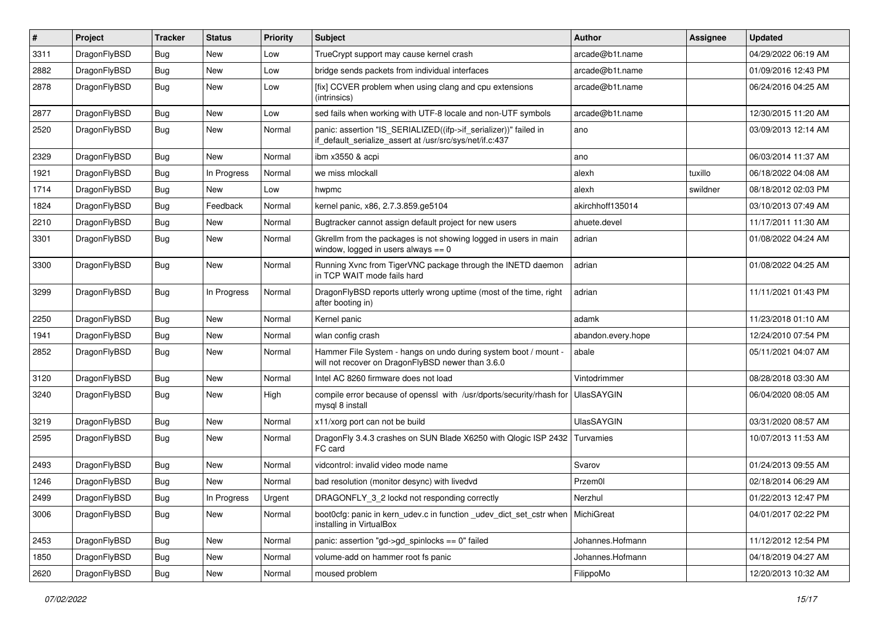| # | Project | Tracker | Status | Priority | Subject | Author | Assignee | Updated |
|---|---|---|---|---|---|---|---|---|
| 3311 | DragonFlyBSD | Bug | New | Low | TrueCrypt support may cause kernel crash | arcade@b1t.name | | 04/29/2022 06:19 AM |
| 2882 | DragonFlyBSD | Bug | New | Low | bridge sends packets from individual interfaces | arcade@b1t.name | | 01/09/2016 12:43 PM |
| 2878 | DragonFlyBSD | Bug | New | Low | [fix] CCVER problem when using clang and cpu extensions (intrinsics) | arcade@b1t.name | | 06/24/2016 04:25 AM |
| 2877 | DragonFlyBSD | Bug | New | Low | sed fails when working with UTF-8 locale and non-UTF symbols | arcade@b1t.name | | 12/30/2015 11:20 AM |
| 2520 | DragonFlyBSD | Bug | New | Normal | panic: assertion "IS_SERIALIZED((ifp->if_serializer))" failed in if_default_serialize_assert at /usr/src/sys/net/if.c:437 | ano | | 03/09/2013 12:14 AM |
| 2329 | DragonFlyBSD | Bug | New | Normal | ibm x3550 & acpi | ano | | 06/03/2014 11:37 AM |
| 1921 | DragonFlyBSD | Bug | In Progress | Normal | we miss mlockall | alexh | tuxillo | 06/18/2022 04:08 AM |
| 1714 | DragonFlyBSD | Bug | New | Low | hwpmc | alexh | swildner | 08/18/2012 02:03 PM |
| 1824 | DragonFlyBSD | Bug | Feedback | Normal | kernel panic, x86, 2.7.3.859.ge5104 | akirchhoff135014 | | 03/10/2013 07:49 AM |
| 2210 | DragonFlyBSD | Bug | New | Normal | Bugtracker cannot assign default project for new users | ahuete.devel | | 11/17/2011 11:30 AM |
| 3301 | DragonFlyBSD | Bug | New | Normal | Gkrellm from the packages is not showing logged in users in main window, logged in users always == 0 | adrian | | 01/08/2022 04:24 AM |
| 3300 | DragonFlyBSD | Bug | New | Normal | Running Xvnc from TigerVNC package through the INETD daemon in TCP WAIT mode fails hard | adrian | | 01/08/2022 04:25 AM |
| 3299 | DragonFlyBSD | Bug | In Progress | Normal | DragonFlyBSD reports utterly wrong uptime (most of the time, right after booting in) | adrian | | 11/11/2021 01:43 PM |
| 2250 | DragonFlyBSD | Bug | New | Normal | Kernel panic | adamk | | 11/23/2018 01:10 AM |
| 1941 | DragonFlyBSD | Bug | New | Normal | wlan config crash | abandon.every.hope | | 12/24/2010 07:54 PM |
| 2852 | DragonFlyBSD | Bug | New | Normal | Hammer File System - hangs on undo during system boot / mount - will not recover on DragonFlyBSD newer than 3.6.0 | abale | | 05/11/2021 04:07 AM |
| 3120 | DragonFlyBSD | Bug | New | Normal | Intel AC 8260 firmware does not load | Vintodrimmer | | 08/28/2018 03:30 AM |
| 3240 | DragonFlyBSD | Bug | New | High | compile error because of openssl with /usr/dports/security/rhash for mysql 8 install | UlasSAYGIN | | 06/04/2020 08:05 AM |
| 3219 | DragonFlyBSD | Bug | New | Normal | x11/xorg port can not be build | UlasSAYGIN | | 03/31/2020 08:57 AM |
| 2595 | DragonFlyBSD | Bug | New | Normal | DragonFly 3.4.3 crashes on SUN Blade X6250 with Qlogic ISP 2432 FC card | Turvamies | | 10/07/2013 11:53 AM |
| 2493 | DragonFlyBSD | Bug | New | Normal | vidcontrol: invalid video mode name | Svarov | | 01/24/2013 09:55 AM |
| 1246 | DragonFlyBSD | Bug | New | Normal | bad resolution (monitor desync) with livedvd | Przem0l | | 02/18/2014 06:29 AM |
| 2499 | DragonFlyBSD | Bug | In Progress | Urgent | DRAGONFLY_3_2 lockd not responding correctly | Nerzhul | | 01/22/2013 12:47 PM |
| 3006 | DragonFlyBSD | Bug | New | Normal | boot0cfg: panic in kern_udev.c in function _udev_dict_set_cstr when installing in VirtualBox | MichiGreat | | 04/01/2017 02:22 PM |
| 2453 | DragonFlyBSD | Bug | New | Normal | panic: assertion "gd->gd_spinlocks == 0" failed | Johannes.Hofmann | | 11/12/2012 12:54 PM |
| 1850 | DragonFlyBSD | Bug | New | Normal | volume-add on hammer root fs panic | Johannes.Hofmann | | 04/18/2019 04:27 AM |
| 2620 | DragonFlyBSD | Bug | New | Normal | moused problem | FilippoMo | | 12/20/2013 10:32 AM |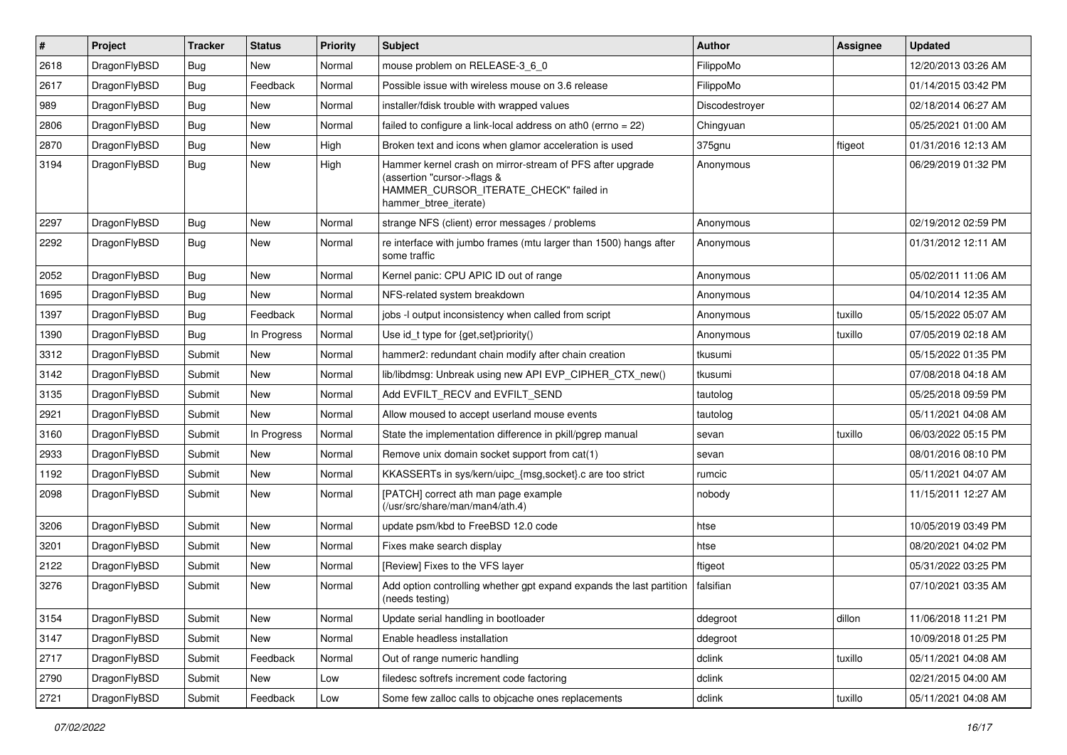| # | Project | Tracker | Status | Priority | Subject | Author | Assignee | Updated |
|---|---|---|---|---|---|---|---|---|
| 2618 | DragonFlyBSD | Bug | New | Normal | mouse problem on RELEASE-3_6_0 | FilippoMo | | 12/20/2013 03:26 AM |
| 2617 | DragonFlyBSD | Bug | Feedback | Normal | Possible issue with wireless mouse on 3.6 release | FilippoMo | | 01/14/2015 03:42 PM |
| 989 | DragonFlyBSD | Bug | New | Normal | installer/fdisk trouble with wrapped values | Discodestroyer | | 02/18/2014 06:27 AM |
| 2806 | DragonFlyBSD | Bug | New | Normal | failed to configure a link-local address on ath0 (errno = 22) | Chingyuan | | 05/25/2021 01:00 AM |
| 2870 | DragonFlyBSD | Bug | New | High | Broken text and icons when glamor acceleration is used | 375gnu | ftigeot | 01/31/2016 12:13 AM |
| 3194 | DragonFlyBSD | Bug | New | High | Hammer kernel crash on mirror-stream of PFS after upgrade (assertion "cursor->flags & HAMMER_CURSOR_ITERATE_CHECK" failed in hammer_btree_iterate) | Anonymous | | 06/29/2019 01:32 PM |
| 2297 | DragonFlyBSD | Bug | New | Normal | strange NFS (client) error messages / problems | Anonymous | | 02/19/2012 02:59 PM |
| 2292 | DragonFlyBSD | Bug | New | Normal | re interface with jumbo frames (mtu larger than 1500) hangs after some traffic | Anonymous | | 01/31/2012 12:11 AM |
| 2052 | DragonFlyBSD | Bug | New | Normal | Kernel panic: CPU APIC ID out of range | Anonymous | | 05/02/2011 11:06 AM |
| 1695 | DragonFlyBSD | Bug | New | Normal | NFS-related system breakdown | Anonymous | | 04/10/2014 12:35 AM |
| 1397 | DragonFlyBSD | Bug | Feedback | Normal | jobs -l output inconsistency when called from script | Anonymous | tuxillo | 05/15/2022 05:07 AM |
| 1390 | DragonFlyBSD | Bug | In Progress | Normal | Use id_t type for {get,set}priority() | Anonymous | tuxillo | 07/05/2019 02:18 AM |
| 3312 | DragonFlyBSD | Submit | New | Normal | hammer2: redundant chain modify after chain creation | tkusumi | | 05/15/2022 01:35 PM |
| 3142 | DragonFlyBSD | Submit | New | Normal | lib/libdmsg: Unbreak using new API EVP_CIPHER_CTX_new() | tkusumi | | 07/08/2018 04:18 AM |
| 3135 | DragonFlyBSD | Submit | New | Normal | Add EVFILT_RECV and EVFILT_SEND | tautolog | | 05/25/2018 09:59 PM |
| 2921 | DragonFlyBSD | Submit | New | Normal | Allow moused to accept userland mouse events | tautolog | | 05/11/2021 04:08 AM |
| 3160 | DragonFlyBSD | Submit | In Progress | Normal | State the implementation difference in pkill/pgrep manual | sevan | tuxillo | 06/03/2022 05:15 PM |
| 2933 | DragonFlyBSD | Submit | New | Normal | Remove unix domain socket support from cat(1) | sevan | | 08/01/2016 08:10 PM |
| 1192 | DragonFlyBSD | Submit | New | Normal | KKASSERTs in sys/kern/uipc_{msg,socket}.c are too strict | rumcic | | 05/11/2021 04:07 AM |
| 2098 | DragonFlyBSD | Submit | New | Normal | [PATCH] correct ath man page example (/usr/src/share/man/man4/ath.4) | nobody | | 11/15/2011 12:27 AM |
| 3206 | DragonFlyBSD | Submit | New | Normal | update psm/kbd to FreeBSD 12.0 code | htse | | 10/05/2019 03:49 PM |
| 3201 | DragonFlyBSD | Submit | New | Normal | Fixes make search display | htse | | 08/20/2021 04:02 PM |
| 2122 | DragonFlyBSD | Submit | New | Normal | [Review] Fixes to the VFS layer | ftigeot | | 05/31/2022 03:25 PM |
| 3276 | DragonFlyBSD | Submit | New | Normal | Add option controlling whether gpt expand expands the last partition (needs testing) | falsifian | | 07/10/2021 03:35 AM |
| 3154 | DragonFlyBSD | Submit | New | Normal | Update serial handling in bootloader | ddegroot | dillon | 11/06/2018 11:21 PM |
| 3147 | DragonFlyBSD | Submit | New | Normal | Enable headless installation | ddegroot | | 10/09/2018 01:25 PM |
| 2717 | DragonFlyBSD | Submit | Feedback | Normal | Out of range numeric handling | dclink | tuxillo | 05/11/2021 04:08 AM |
| 2790 | DragonFlyBSD | Submit | New | Low | filedesc softrefs increment code factoring | dclink | | 02/21/2015 04:00 AM |
| 2721 | DragonFlyBSD | Submit | Feedback | Low | Some few zalloc calls to objcache ones replacements | dclink | tuxillo | 05/11/2021 04:08 AM |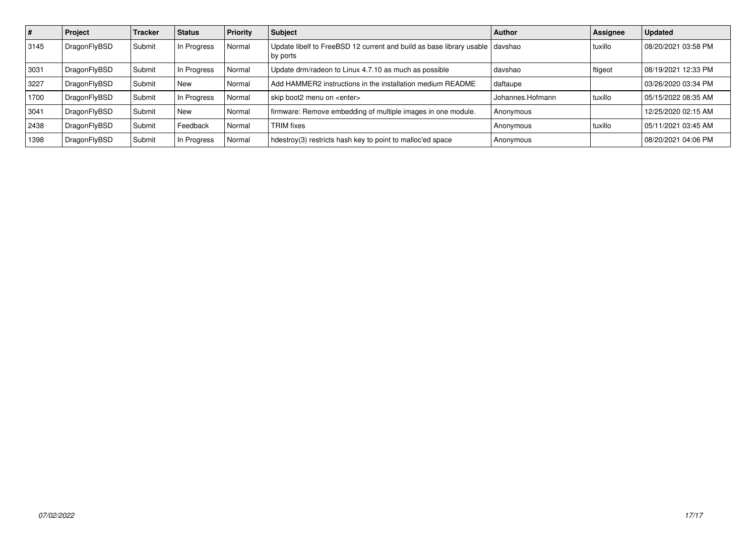| # | Project | Tracker | Status | Priority | Subject | Author | Assignee | Updated |
|---|---|---|---|---|---|---|---|---|
| 3145 | DragonFlyBSD | Submit | In Progress | Normal | Update libelf to FreeBSD 12 current and build as base library usable by ports | davshao | tuxillo | 08/20/2021 03:58 PM |
| 3031 | DragonFlyBSD | Submit | In Progress | Normal | Update drm/radeon to Linux 4.7.10 as much as possible | davshao | ftigeot | 08/19/2021 12:33 PM |
| 3227 | DragonFlyBSD | Submit | New | Normal | Add HAMMER2 instructions in the installation medium README | daftaupe | | 03/26/2020 03:34 PM |
| 1700 | DragonFlyBSD | Submit | In Progress | Normal | skip boot2 menu on <enter> | Johannes.Hofmann | tuxillo | 05/15/2022 08:35 AM |
| 3041 | DragonFlyBSD | Submit | New | Normal | firmware: Remove embedding of multiple images in one module. | Anonymous | | 12/25/2020 02:15 AM |
| 2438 | DragonFlyBSD | Submit | Feedback | Normal | TRIM fixes | Anonymous | tuxillo | 05/11/2021 03:45 AM |
| 1398 | DragonFlyBSD | Submit | In Progress | Normal | hdestroy(3) restricts hash key to point to malloc'ed space | Anonymous | | 08/20/2021 04:06 PM |

*07/02/2022*